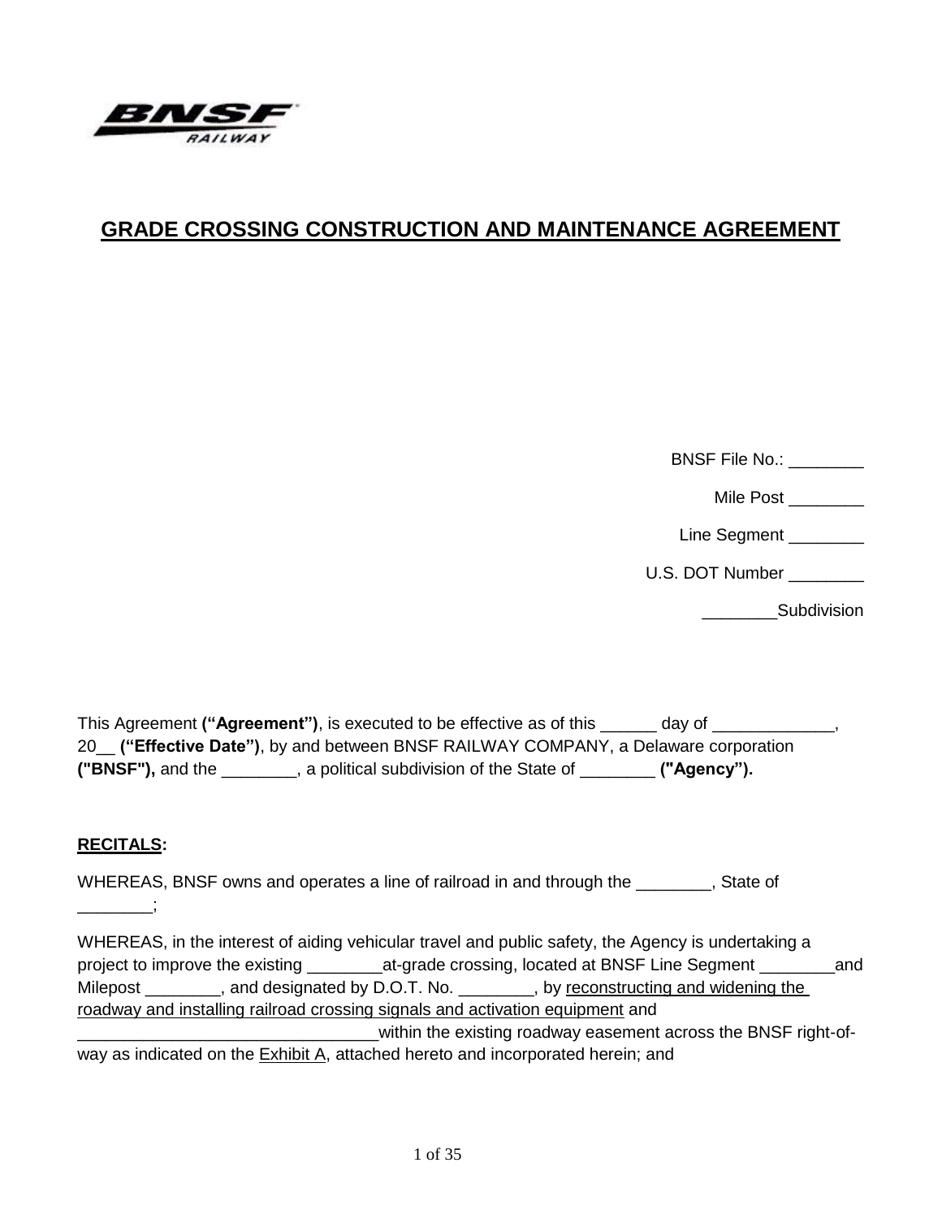# GRADE CROSSING CONSTRUCTION AND MAINTENANCE AGREEMENT

BNSF File No.: ________

Mile Post ________

Line Segment ________

U.S. DOT Number ________

________Subdivision

This Agreement **("Agreement")**, is executed to be effective as of this ______ day of _____________, 20__ **("Effective Date")**, by and between BNSF RAILWAY COMPANY, a Delaware corporation **("BNSF"),** and the ________, a political subdivision of the State of ________ **("Agency").**

**RECITALS:**

WHEREAS, BNSF owns and operates a line of railroad in and through the ________, State of ________;

WHEREAS, in the interest of aiding vehicular travel and public safety, the Agency is undertaking a project to improve the existing ________at-grade crossing, located at BNSF Line Segment ________and Milepost ________, and designated by D.O.T. No. ________, by reconstructing and widening the roadway and installing railroad crossing signals and activation equipment and ________________________________within the existing roadway easement across the BNSF right-of-way as indicated on the Exhibit A, attached hereto and incorporated herein; and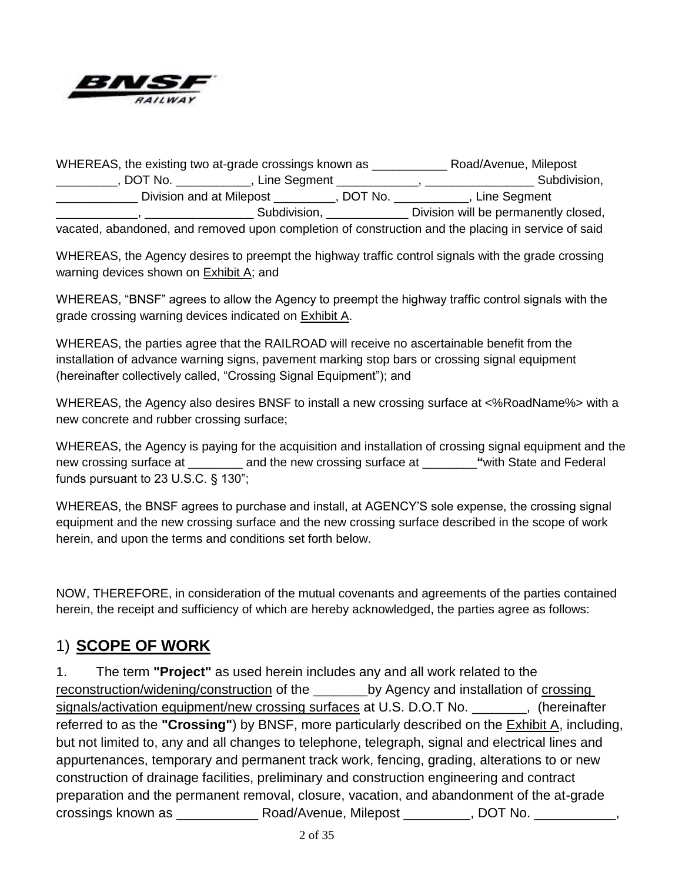WHEREAS, the existing two at-grade crossings known as ___________ Road/Avenue, Milepost _________, DOT No. ___________, Line Segment ____________, ________________ Subdivision, ____________ Division and at Milepost _________, DOT No. ___________, Line Segment ____________, ________________ Subdivision, ____________ Division will be permanently closed, vacated, abandoned, and removed upon completion of construction and the placing in service of said

WHEREAS, the Agency desires to preempt the highway traffic control signals with the grade crossing warning devices shown on Exhibit A; and

WHEREAS, "BNSF" agrees to allow the Agency to preempt the highway traffic control signals with the grade crossing warning devices indicated on Exhibit A.

WHEREAS, the parties agree that the RAILROAD will receive no ascertainable benefit from the installation of advance warning signs, pavement marking stop bars or crossing signal equipment (hereinafter collectively called, "Crossing Signal Equipment"); and

WHEREAS, the Agency also desires BNSF to install a new crossing surface at <%RoadName%> with a new concrete and rubber crossing surface;

WHEREAS, the Agency is paying for the acquisition and installation of crossing signal equipment and the new crossing surface at ________ and the new crossing surface at ________**"**with State and Federal funds pursuant to 23 U.S.C. § 130";

WHEREAS, the BNSF agrees to purchase and install, at AGENCY'S sole expense, the crossing signal equipment and the new crossing surface and the new crossing surface described in the scope of work herein, and upon the terms and conditions set forth below.

NOW, THEREFORE, in consideration of the mutual covenants and agreements of the parties contained herein, the receipt and sufficiency of which are hereby acknowledged, the parties agree as follows:

## 1) **SCOPE OF WORK**

1. The term **"Project"** as used herein includes any and all work related to the reconstruction/widening/construction of the _______by Agency and installation of crossing signals/activation equipment/new crossing surfaces at U.S. D.O.T No. _______, (hereinafter referred to as the **"Crossing"**) by BNSF, more particularly described on the Exhibit A, including, but not limited to, any and all changes to telephone, telegraph, signal and electrical lines and appurtenances, temporary and permanent track work, fencing, grading, alterations to or new construction of drainage facilities, preliminary and construction engineering and contract preparation and the permanent removal, closure, vacation, and abandonment of the at-grade crossings known as ___________ Road/Avenue, Milepost _________, DOT No. ___________,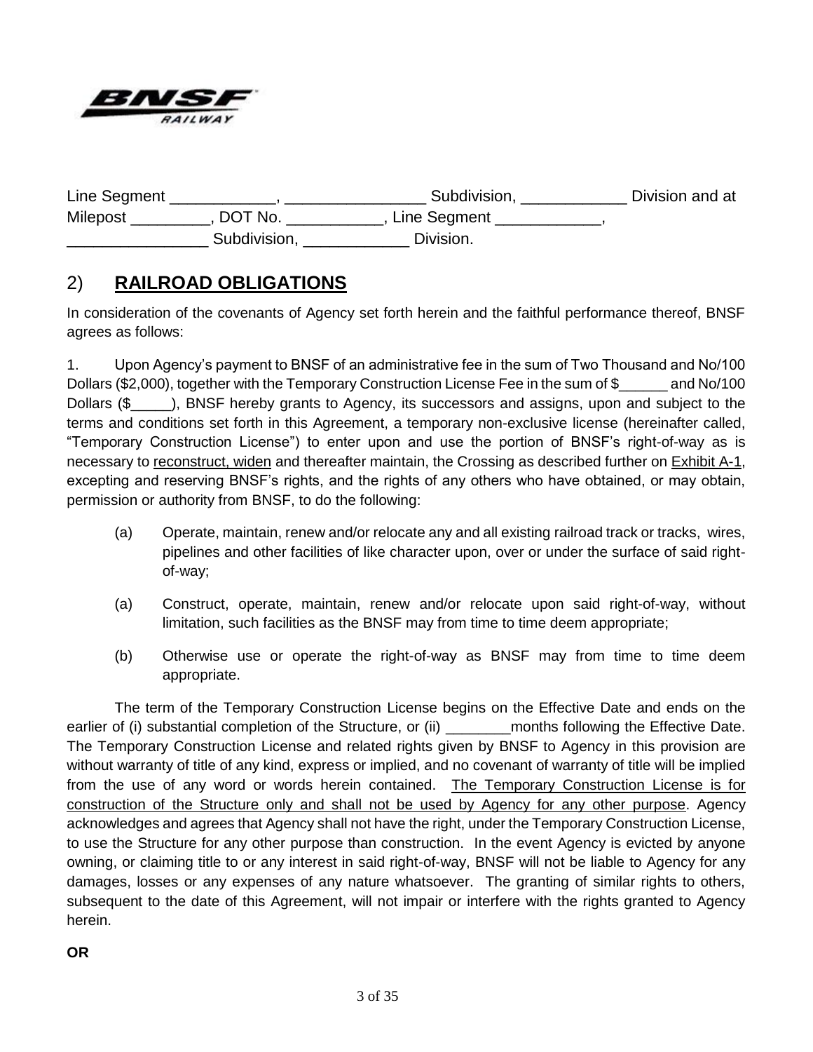Line Segment ____________, ________________ Subdivision, ____________ Division and at Milepost _________, DOT No. ___________, Line Segment ____________, ________________ Subdivision, ____________ Division.

## 2) **RAILROAD OBLIGATIONS**

In consideration of the covenants of Agency set forth herein and the faithful performance thereof, BNSF agrees as follows:

1. Upon Agency's payment to BNSF of an administrative fee in the sum of Two Thousand and No/100 Dollars ($2,000), together with the Temporary Construction License Fee in the sum of $______ and No/100 Dollars ($_____), BNSF hereby grants to Agency, its successors and assigns, upon and subject to the terms and conditions set forth in this Agreement, a temporary non-exclusive license (hereinafter called, "Temporary Construction License") to enter upon and use the portion of BNSF's right-of-way as is necessary to reconstruct, widen and thereafter maintain, the Crossing as described further on Exhibit A-1, excepting and reserving BNSF's rights, and the rights of any others who have obtained, or may obtain, permission or authority from BNSF, to do the following:

(a) Operate, maintain, renew and/or relocate any and all existing railroad track or tracks, wires, pipelines and other facilities of like character upon, over or under the surface of said right-of-way;

(a) Construct, operate, maintain, renew and/or relocate upon said right-of-way, without limitation, such facilities as the BNSF may from time to time deem appropriate;

(b) Otherwise use or operate the right-of-way as BNSF may from time to time deem appropriate.

The term of the Temporary Construction License begins on the Effective Date and ends on the earlier of (i) substantial completion of the Structure, or (ii) ________months following the Effective Date. The Temporary Construction License and related rights given by BNSF to Agency in this provision are without warranty of title of any kind, express or implied, and no covenant of warranty of title will be implied from the use of any word or words herein contained. The Temporary Construction License is for construction of the Structure only and shall not be used by Agency for any other purpose. Agency acknowledges and agrees that Agency shall not have the right, under the Temporary Construction License, to use the Structure for any other purpose than construction. In the event Agency is evicted by anyone owning, or claiming title to or any interest in said right-of-way, BNSF will not be liable to Agency for any damages, losses or any expenses of any nature whatsoever. The granting of similar rights to others, subsequent to the date of this Agreement, will not impair or interfere with the rights granted to Agency herein.

**OR**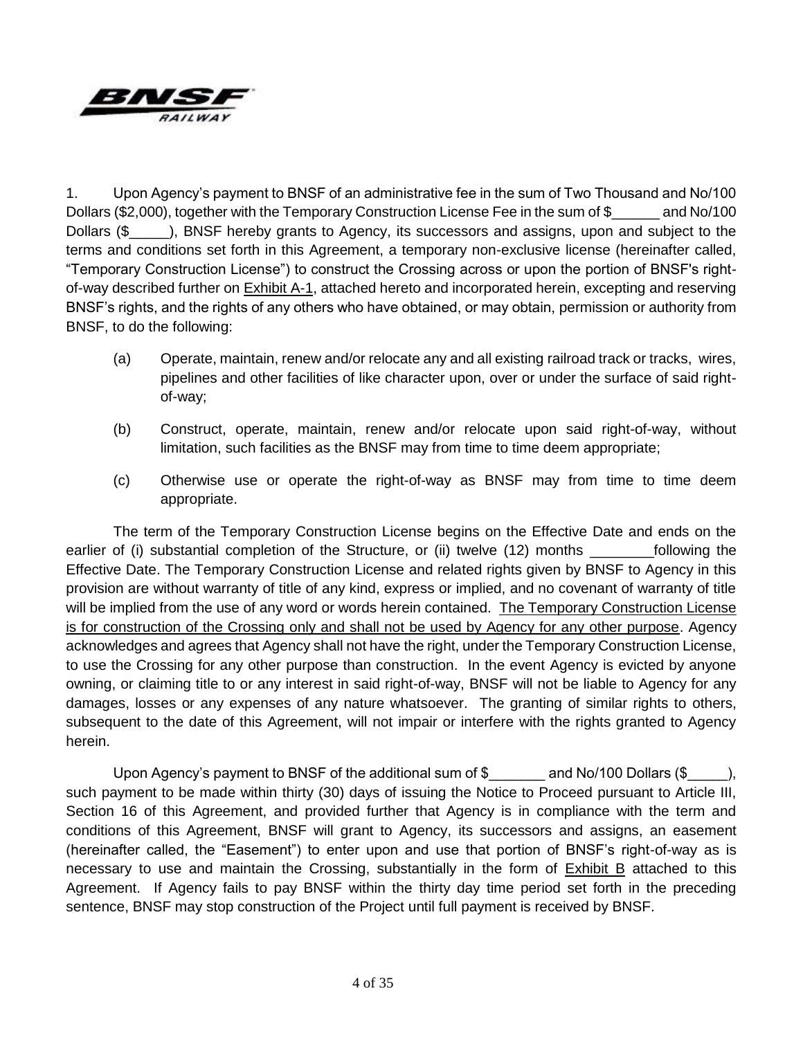1. Upon Agency's payment to BNSF of an administrative fee in the sum of Two Thousand and No/100 Dollars ($2,000), together with the Temporary Construction License Fee in the sum of $______ and No/100 Dollars ($_____), BNSF hereby grants to Agency, its successors and assigns, upon and subject to the terms and conditions set forth in this Agreement, a temporary non-exclusive license (hereinafter called, "Temporary Construction License") to construct the Crossing across or upon the portion of BNSF's right-of-way described further on <u>Exhibit A-1</u>, attached hereto and incorporated herein, excepting and reserving BNSF's rights, and the rights of any others who have obtained, or may obtain, permission or authority from BNSF, to do the following:

(a) Operate, maintain, renew and/or relocate any and all existing railroad track or tracks, wires, pipelines and other facilities of like character upon, over or under the surface of said right-of-way;

(b) Construct, operate, maintain, renew and/or relocate upon said right-of-way, without limitation, such facilities as the BNSF may from time to time deem appropriate;

(c) Otherwise use or operate the right-of-way as BNSF may from time to time deem appropriate.

The term of the Temporary Construction License begins on the Effective Date and ends on the earlier of (i) substantial completion of the Structure, or (ii) twelve (12) months ________following the Effective Date. The Temporary Construction License and related rights given by BNSF to Agency in this provision are without warranty of title of any kind, express or implied, and no covenant of warranty of title will be implied from the use of any word or words herein contained. <u>The Temporary Construction License is for construction of the Crossing only and shall not be used by Agency for any other purpose</u>. Agency acknowledges and agrees that Agency shall not have the right, under the Temporary Construction License, to use the Crossing for any other purpose than construction. In the event Agency is evicted by anyone owning, or claiming title to or any interest in said right-of-way, BNSF will not be liable to Agency for any damages, losses or any expenses of any nature whatsoever. The granting of similar rights to others, subsequent to the date of this Agreement, will not impair or interfere with the rights granted to Agency herein.

Upon Agency's payment to BNSF of the additional sum of $_______ and No/100 Dollars ($_____), such payment to be made within thirty (30) days of issuing the Notice to Proceed pursuant to Article III, Section 16 of this Agreement, and provided further that Agency is in compliance with the term and conditions of this Agreement, BNSF will grant to Agency, its successors and assigns, an easement (hereinafter called, the "Easement") to enter upon and use that portion of BNSF's right-of-way as is necessary to use and maintain the Crossing, substantially in the form of <u>Exhibit B</u> attached to this Agreement. If Agency fails to pay BNSF within the thirty day time period set forth in the preceding sentence, BNSF may stop construction of the Project until full payment is received by BNSF.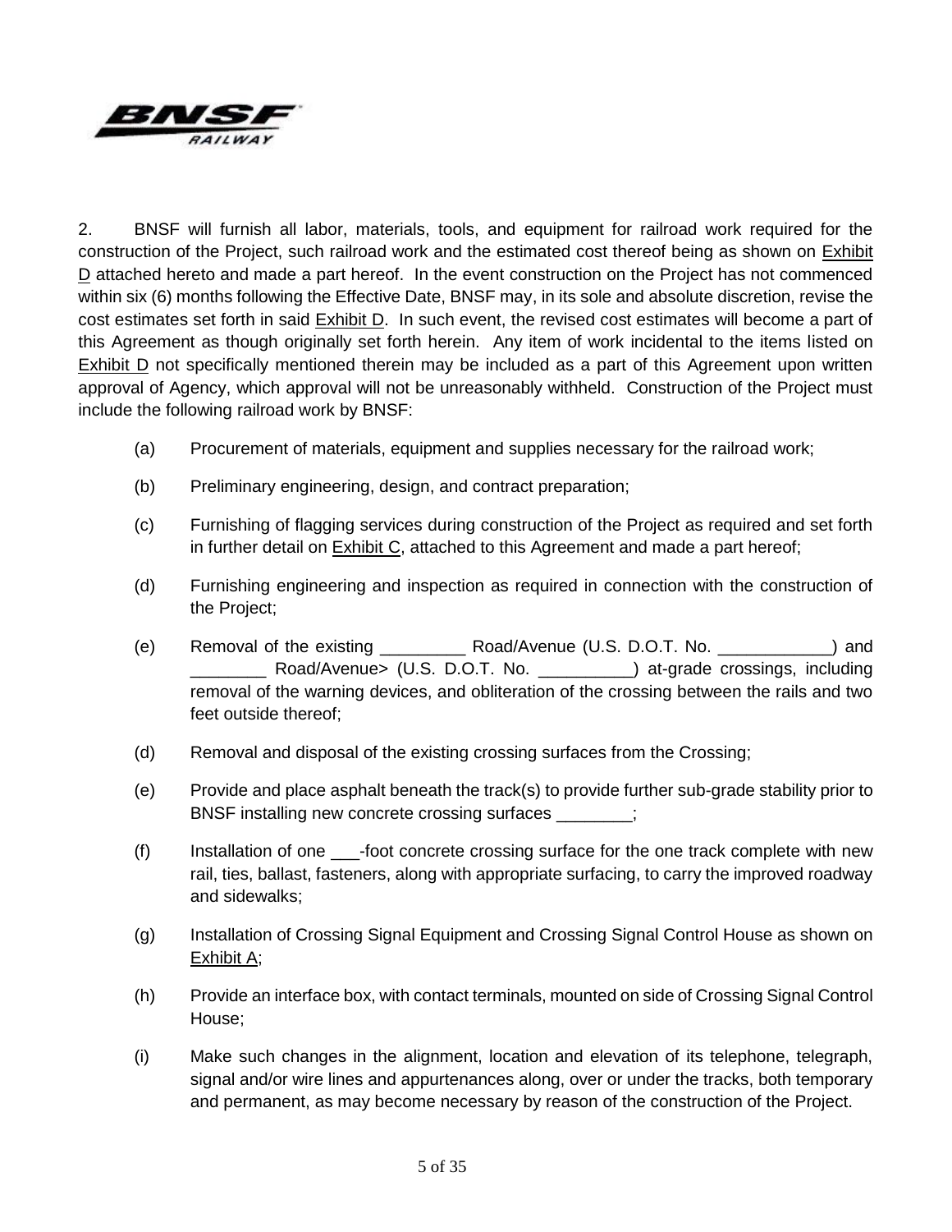2. BNSF will furnish all labor, materials, tools, and equipment for railroad work required for the construction of the Project, such railroad work and the estimated cost thereof being as shown on Exhibit D attached hereto and made a part hereof. In the event construction on the Project has not commenced within six (6) months following the Effective Date, BNSF may, in its sole and absolute discretion, revise the cost estimates set forth in said Exhibit D. In such event, the revised cost estimates will become a part of this Agreement as though originally set forth herein. Any item of work incidental to the items listed on Exhibit D not specifically mentioned therein may be included as a part of this Agreement upon written approval of Agency, which approval will not be unreasonably withheld. Construction of the Project must include the following railroad work by BNSF:

(a) Procurement of materials, equipment and supplies necessary for the railroad work;

(b) Preliminary engineering, design, and contract preparation;

(c) Furnishing of flagging services during construction of the Project as required and set forth in further detail on Exhibit C, attached to this Agreement and made a part hereof;

(d) Furnishing engineering and inspection as required in connection with the construction of the Project;

(e) Removal of the existing _________ Road/Avenue (U.S. D.O.T. No. ____________) and ________ Road/Avenue> (U.S. D.O.T. No. __________) at-grade crossings, including removal of the warning devices, and obliteration of the crossing between the rails and two feet outside thereof;

(d) Removal and disposal of the existing crossing surfaces from the Crossing;

(e) Provide and place asphalt beneath the track(s) to provide further sub-grade stability prior to BNSF installing new concrete crossing surfaces ________;

(f) Installation of one ___-foot concrete crossing surface for the one track complete with new rail, ties, ballast, fasteners, along with appropriate surfacing, to carry the improved roadway and sidewalks;

(g) Installation of Crossing Signal Equipment and Crossing Signal Control House as shown on Exhibit A;

(h) Provide an interface box, with contact terminals, mounted on side of Crossing Signal Control House;

(i) Make such changes in the alignment, location and elevation of its telephone, telegraph, signal and/or wire lines and appurtenances along, over or under the tracks, both temporary and permanent, as may become necessary by reason of the construction of the Project.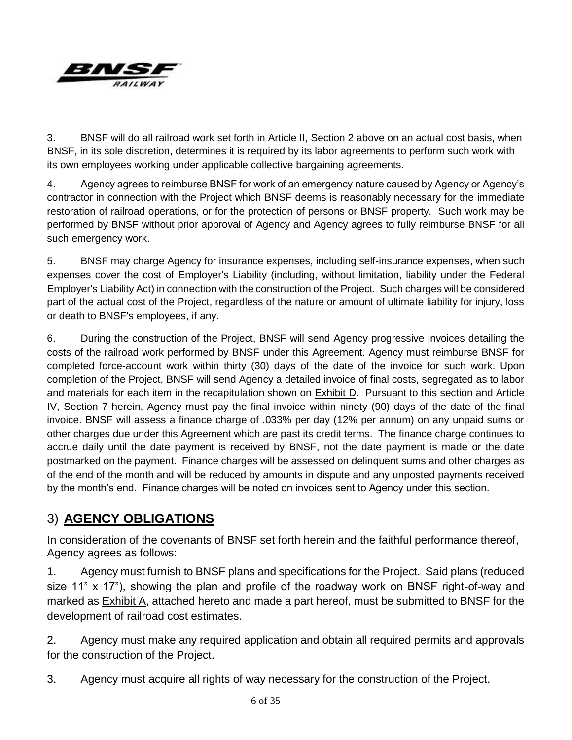3. BNSF will do all railroad work set forth in Article II, Section 2 above on an actual cost basis, when BNSF, in its sole discretion, determines it is required by its labor agreements to perform such work with its own employees working under applicable collective bargaining agreements.

4. Agency agrees to reimburse BNSF for work of an emergency nature caused by Agency or Agency's contractor in connection with the Project which BNSF deems is reasonably necessary for the immediate restoration of railroad operations, or for the protection of persons or BNSF property. Such work may be performed by BNSF without prior approval of Agency and Agency agrees to fully reimburse BNSF for all such emergency work.

5. BNSF may charge Agency for insurance expenses, including self-insurance expenses, when such expenses cover the cost of Employer's Liability (including, without limitation, liability under the Federal Employer's Liability Act) in connection with the construction of the Project. Such charges will be considered part of the actual cost of the Project, regardless of the nature or amount of ultimate liability for injury, loss or death to BNSF's employees, if any.

6. During the construction of the Project, BNSF will send Agency progressive invoices detailing the costs of the railroad work performed by BNSF under this Agreement. Agency must reimburse BNSF for completed force-account work within thirty (30) days of the date of the invoice for such work. Upon completion of the Project, BNSF will send Agency a detailed invoice of final costs, segregated as to labor and materials for each item in the recapitulation shown on Exhibit D. Pursuant to this section and Article IV, Section 7 herein, Agency must pay the final invoice within ninety (90) days of the date of the final invoice. BNSF will assess a finance charge of .033% per day (12% per annum) on any unpaid sums or other charges due under this Agreement which are past its credit terms. The finance charge continues to accrue daily until the date payment is received by BNSF, not the date payment is made or the date postmarked on the payment. Finance charges will be assessed on delinquent sums and other charges as of the end of the month and will be reduced by amounts in dispute and any unposted payments received by the month's end. Finance charges will be noted on invoices sent to Agency under this section.

## 3) **AGENCY OBLIGATIONS**

In consideration of the covenants of BNSF set forth herein and the faithful performance thereof, Agency agrees as follows:

1. Agency must furnish to BNSF plans and specifications for the Project. Said plans (reduced size 11" x 17"), showing the plan and profile of the roadway work on BNSF right-of-way and marked as Exhibit A, attached hereto and made a part hereof, must be submitted to BNSF for the development of railroad cost estimates.

2. Agency must make any required application and obtain all required permits and approvals for the construction of the Project.

3. Agency must acquire all rights of way necessary for the construction of the Project.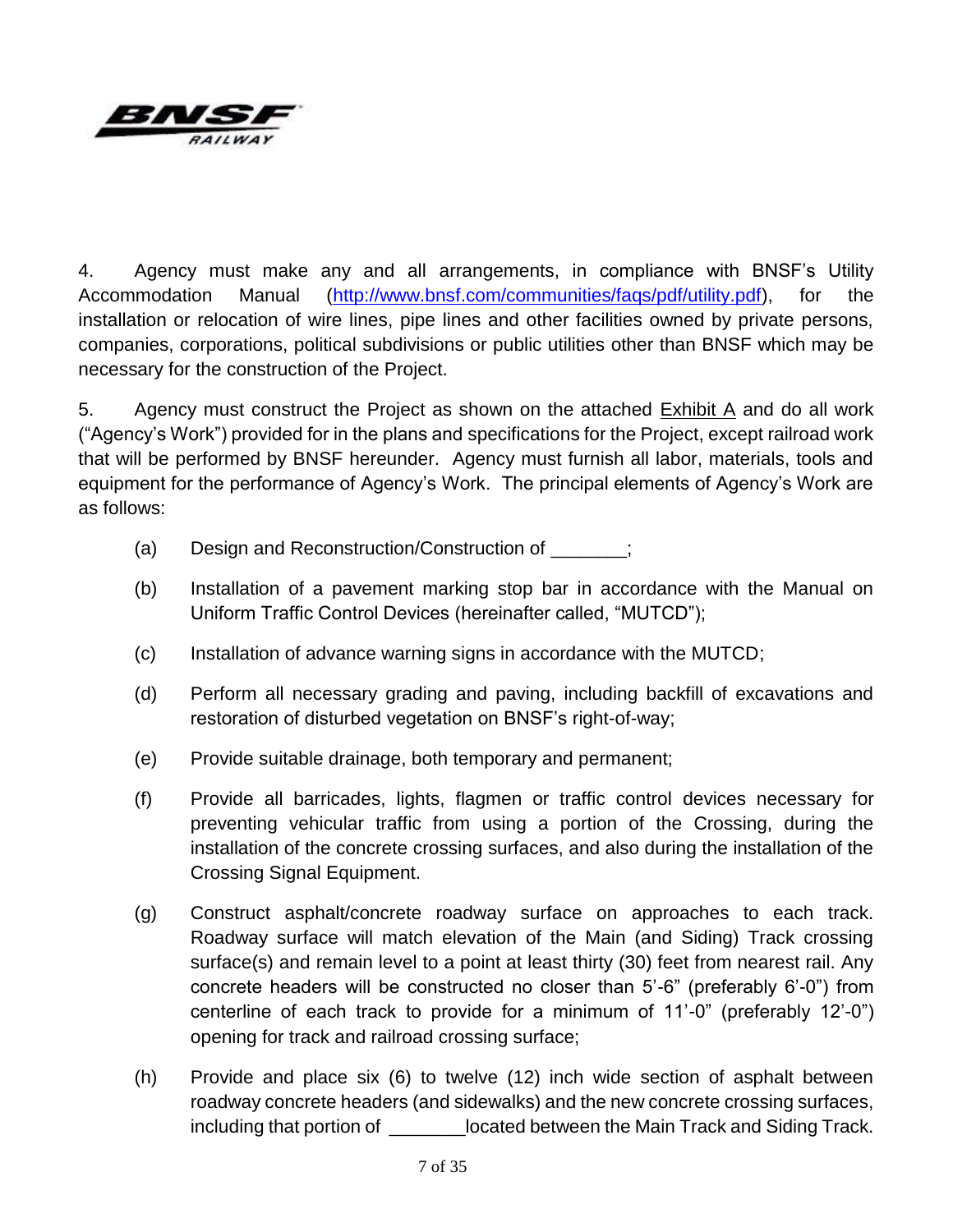4. Agency must make any and all arrangements, in compliance with BNSF's Utility Accommodation Manual (http://www.bnsf.com/communities/faqs/pdf/utility.pdf), for the installation or relocation of wire lines, pipe lines and other facilities owned by private persons, companies, corporations, political subdivisions or public utilities other than BNSF which may be necessary for the construction of the Project.

5. Agency must construct the Project as shown on the attached Exhibit A and do all work ("Agency's Work") provided for in the plans and specifications for the Project, except railroad work that will be performed by BNSF hereunder. Agency must furnish all labor, materials, tools and equipment for the performance of Agency's Work. The principal elements of Agency's Work are as follows:

(a) Design and Reconstruction/Construction of _______;

(b) Installation of a pavement marking stop bar in accordance with the Manual on Uniform Traffic Control Devices (hereinafter called, "MUTCD");

(c) Installation of advance warning signs in accordance with the MUTCD;

(d) Perform all necessary grading and paving, including backfill of excavations and restoration of disturbed vegetation on BNSF's right-of-way;

(e) Provide suitable drainage, both temporary and permanent;

(f) Provide all barricades, lights, flagmen or traffic control devices necessary for preventing vehicular traffic from using a portion of the Crossing, during the installation of the concrete crossing surfaces, and also during the installation of the Crossing Signal Equipment.

(g) Construct asphalt/concrete roadway surface on approaches to each track. Roadway surface will match elevation of the Main (and Siding) Track crossing surface(s) and remain level to a point at least thirty (30) feet from nearest rail. Any concrete headers will be constructed no closer than 5'-6" (preferably 6'-0") from centerline of each track to provide for a minimum of 11'-0" (preferably 12'-0") opening for track and railroad crossing surface;

(h) Provide and place six (6) to twelve (12) inch wide section of asphalt between roadway concrete headers (and sidewalks) and the new concrete crossing surfaces, including that portion of _______located between the Main Track and Siding Track.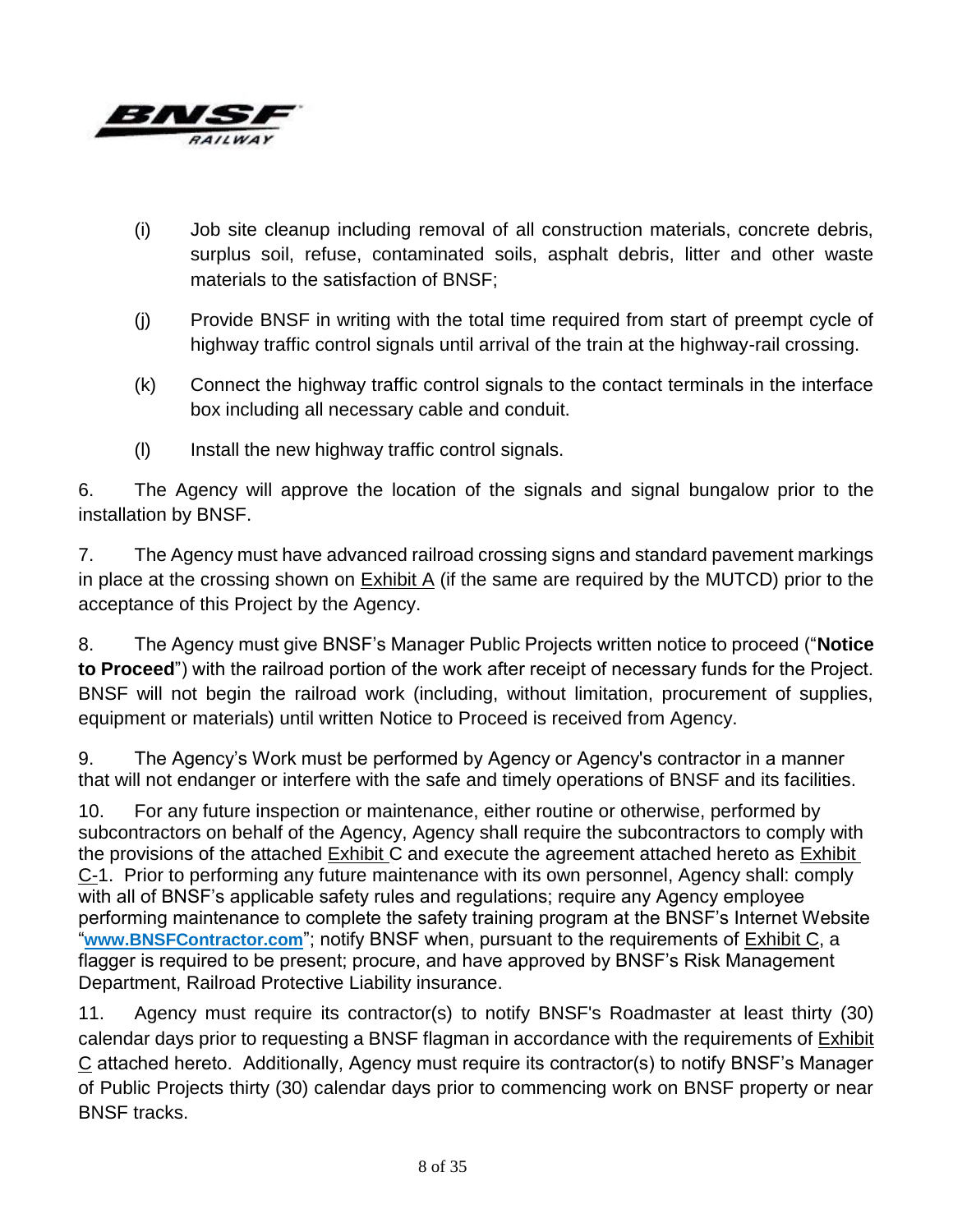(i) Job site cleanup including removal of all construction materials, concrete debris, surplus soil, refuse, contaminated soils, asphalt debris, litter and other waste materials to the satisfaction of BNSF;

(j) Provide BNSF in writing with the total time required from start of preempt cycle of highway traffic control signals until arrival of the train at the highway-rail crossing.

(k) Connect the highway traffic control signals to the contact terminals in the interface box including all necessary cable and conduit.

(l) Install the new highway traffic control signals.

6. The Agency will approve the location of the signals and signal bungalow prior to the installation by BNSF.

7. The Agency must have advanced railroad crossing signs and standard pavement markings in place at the crossing shown on Exhibit A (if the same are required by the MUTCD) prior to the acceptance of this Project by the Agency.

8. The Agency must give BNSF's Manager Public Projects written notice to proceed ("**Notice to Proceed**") with the railroad portion of the work after receipt of necessary funds for the Project. BNSF will not begin the railroad work (including, without limitation, procurement of supplies, equipment or materials) until written Notice to Proceed is received from Agency.

9. The Agency's Work must be performed by Agency or Agency's contractor in a manner that will not endanger or interfere with the safe and timely operations of BNSF and its facilities.

10. For any future inspection or maintenance, either routine or otherwise, performed by subcontractors on behalf of the Agency, Agency shall require the subcontractors to comply with the provisions of the attached Exhibit C and execute the agreement attached hereto as Exhibit C-1. Prior to performing any future maintenance with its own personnel, Agency shall: comply with all of BNSF's applicable safety rules and regulations; require any Agency employee performing maintenance to complete the safety training program at the BNSF's Internet Website "**www.BNSFContractor.com**"; notify BNSF when, pursuant to the requirements of Exhibit C, a flagger is required to be present; procure, and have approved by BNSF's Risk Management Department, Railroad Protective Liability insurance.

11. Agency must require its contractor(s) to notify BNSF's Roadmaster at least thirty (30) calendar days prior to requesting a BNSF flagman in accordance with the requirements of Exhibit C attached hereto. Additionally, Agency must require its contractor(s) to notify BNSF's Manager of Public Projects thirty (30) calendar days prior to commencing work on BNSF property or near BNSF tracks.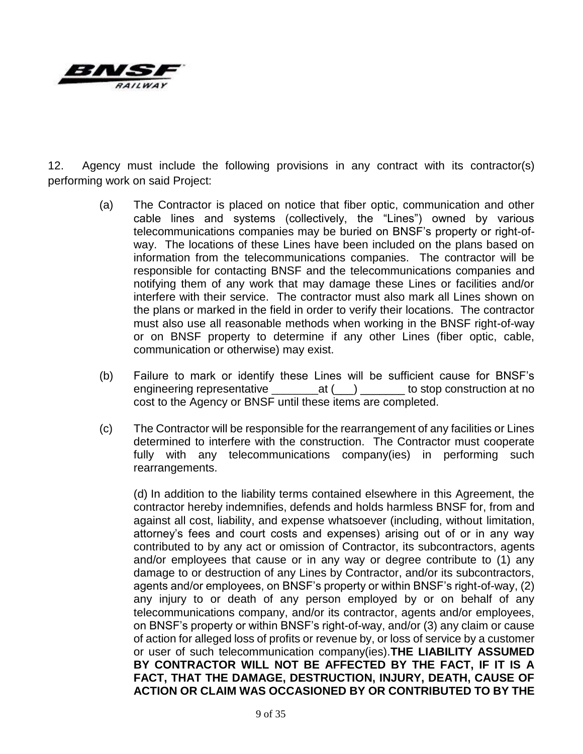12. Agency must include the following provisions in any contract with its contractor(s) performing work on said Project:

(a) The Contractor is placed on notice that fiber optic, communication and other cable lines and systems (collectively, the "Lines") owned by various telecommunications companies may be buried on BNSF's property or right-of-way. The locations of these Lines have been included on the plans based on information from the telecommunications companies. The contractor will be responsible for contacting BNSF and the telecommunications companies and notifying them of any work that may damage these Lines or facilities and/or interfere with their service. The contractor must also mark all Lines shown on the plans or marked in the field in order to verify their locations. The contractor must also use all reasonable methods when working in the BNSF right-of-way or on BNSF property to determine if any other Lines (fiber optic, cable, communication or otherwise) may exist.

(b) Failure to mark or identify these Lines will be sufficient cause for BNSF's engineering representative ________at (___) _______ to stop construction at no cost to the Agency or BNSF until these items are completed.

(c) The Contractor will be responsible for the rearrangement of any facilities or Lines determined to interfere with the construction. The Contractor must cooperate fully with any telecommunications company(ies) in performing such rearrangements.

(d) In addition to the liability terms contained elsewhere in this Agreement, the contractor hereby indemnifies, defends and holds harmless BNSF for, from and against all cost, liability, and expense whatsoever (including, without limitation, attorney's fees and court costs and expenses) arising out of or in any way contributed to by any act or omission of Contractor, its subcontractors, agents and/or employees that cause or in any way or degree contribute to (1) any damage to or destruction of any Lines by Contractor, and/or its subcontractors, agents and/or employees, on BNSF's property or within BNSF's right-of-way, (2) any injury to or death of any person employed by or on behalf of any telecommunications company, and/or its contractor, agents and/or employees, on BNSF's property or within BNSF's right-of-way, and/or (3) any claim or cause of action for alleged loss of profits or revenue by, or loss of service by a customer or user of such telecommunication company(ies).**THE LIABILITY ASSUMED BY CONTRACTOR WILL NOT BE AFFECTED BY THE FACT, IF IT IS A FACT, THAT THE DAMAGE, DESTRUCTION, INJURY, DEATH, CAUSE OF ACTION OR CLAIM WAS OCCASIONED BY OR CONTRIBUTED TO BY THE**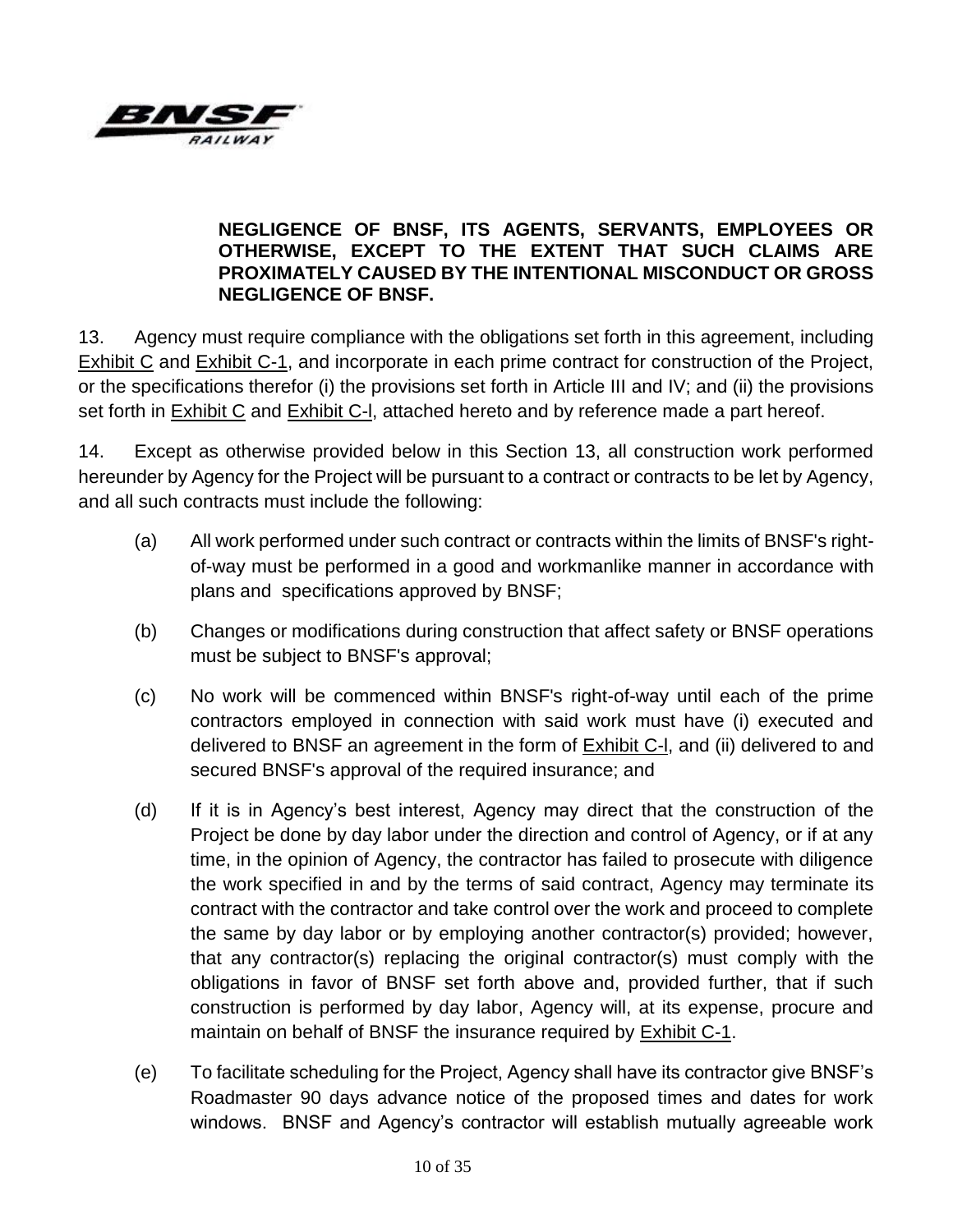**NEGLIGENCE OF BNSF, ITS AGENTS, SERVANTS, EMPLOYEES OR OTHERWISE, EXCEPT TO THE EXTENT THAT SUCH CLAIMS ARE PROXIMATELY CAUSED BY THE INTENTIONAL MISCONDUCT OR GROSS NEGLIGENCE OF BNSF.**

13. Agency must require compliance with the obligations set forth in this agreement, including Exhibit C and Exhibit C-1, and incorporate in each prime contract for construction of the Project, or the specifications therefor (i) the provisions set forth in Article III and IV; and (ii) the provisions set forth in Exhibit C and Exhibit C-l, attached hereto and by reference made a part hereof.

14. Except as otherwise provided below in this Section 13, all construction work performed hereunder by Agency for the Project will be pursuant to a contract or contracts to be let by Agency, and all such contracts must include the following:

(a) All work performed under such contract or contracts within the limits of BNSF's right-of-way must be performed in a good and workmanlike manner in accordance with plans and specifications approved by BNSF;

(b) Changes or modifications during construction that affect safety or BNSF operations must be subject to BNSF's approval;

(c) No work will be commenced within BNSF's right-of-way until each of the prime contractors employed in connection with said work must have (i) executed and delivered to BNSF an agreement in the form of Exhibit C-l, and (ii) delivered to and secured BNSF's approval of the required insurance; and

(d) If it is in Agency's best interest, Agency may direct that the construction of the Project be done by day labor under the direction and control of Agency, or if at any time, in the opinion of Agency, the contractor has failed to prosecute with diligence the work specified in and by the terms of said contract, Agency may terminate its contract with the contractor and take control over the work and proceed to complete the same by day labor or by employing another contractor(s) provided; however, that any contractor(s) replacing the original contractor(s) must comply with the obligations in favor of BNSF set forth above and, provided further, that if such construction is performed by day labor, Agency will, at its expense, procure and maintain on behalf of BNSF the insurance required by Exhibit C-1.

(e) To facilitate scheduling for the Project, Agency shall have its contractor give BNSF's Roadmaster 90 days advance notice of the proposed times and dates for work windows. BNSF and Agency's contractor will establish mutually agreeable work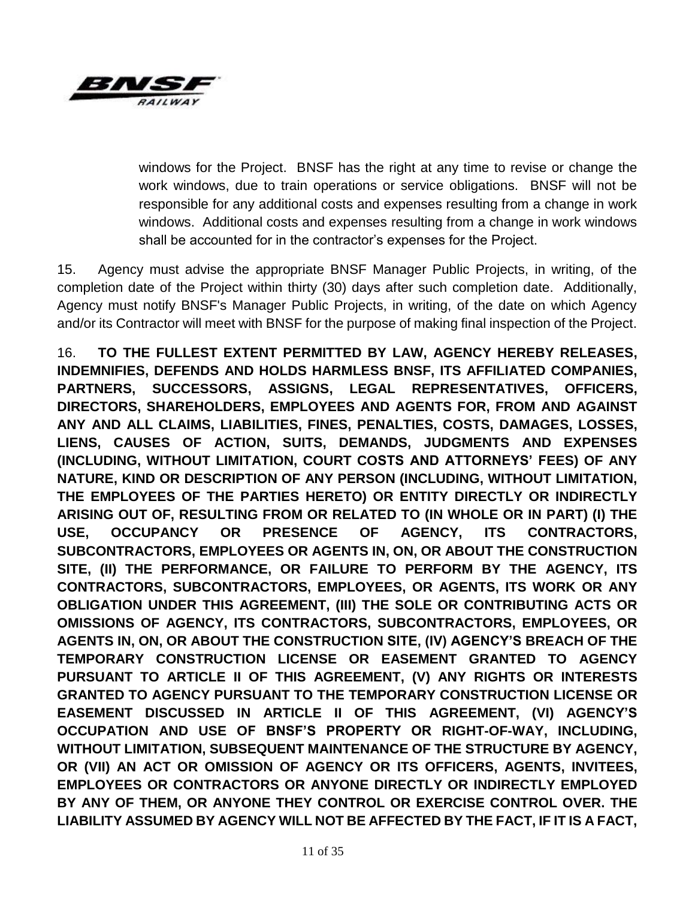windows for the Project. BNSF has the right at any time to revise or change the work windows, due to train operations or service obligations. BNSF will not be responsible for any additional costs and expenses resulting from a change in work windows. Additional costs and expenses resulting from a change in work windows shall be accounted for in the contractor's expenses for the Project.

15. Agency must advise the appropriate BNSF Manager Public Projects, in writing, of the completion date of the Project within thirty (30) days after such completion date. Additionally, Agency must notify BNSF's Manager Public Projects, in writing, of the date on which Agency and/or its Contractor will meet with BNSF for the purpose of making final inspection of the Project.

16. **TO THE FULLEST EXTENT PERMITTED BY LAW, AGENCY HEREBY RELEASES, INDEMNIFIES, DEFENDS AND HOLDS HARMLESS BNSF, ITS AFFILIATED COMPANIES, PARTNERS, SUCCESSORS, ASSIGNS, LEGAL REPRESENTATIVES, OFFICERS, DIRECTORS, SHAREHOLDERS, EMPLOYEES AND AGENTS FOR, FROM AND AGAINST ANY AND ALL CLAIMS, LIABILITIES, FINES, PENALTIES, COSTS, DAMAGES, LOSSES, LIENS, CAUSES OF ACTION, SUITS, DEMANDS, JUDGMENTS AND EXPENSES (INCLUDING, WITHOUT LIMITATION, COURT COSTS AND ATTORNEYS' FEES) OF ANY NATURE, KIND OR DESCRIPTION OF ANY PERSON (INCLUDING, WITHOUT LIMITATION, THE EMPLOYEES OF THE PARTIES HERETO) OR ENTITY DIRECTLY OR INDIRECTLY ARISING OUT OF, RESULTING FROM OR RELATED TO (IN WHOLE OR IN PART) (I) THE USE, OCCUPANCY OR PRESENCE OF AGENCY, ITS CONTRACTORS, SUBCONTRACTORS, EMPLOYEES OR AGENTS IN, ON, OR ABOUT THE CONSTRUCTION SITE, (II) THE PERFORMANCE, OR FAILURE TO PERFORM BY THE AGENCY, ITS CONTRACTORS, SUBCONTRACTORS, EMPLOYEES, OR AGENTS, ITS WORK OR ANY OBLIGATION UNDER THIS AGREEMENT, (III) THE SOLE OR CONTRIBUTING ACTS OR OMISSIONS OF AGENCY, ITS CONTRACTORS, SUBCONTRACTORS, EMPLOYEES, OR AGENTS IN, ON, OR ABOUT THE CONSTRUCTION SITE, (IV) AGENCY'S BREACH OF THE TEMPORARY CONSTRUCTION LICENSE OR EASEMENT GRANTED TO AGENCY PURSUANT TO ARTICLE II OF THIS AGREEMENT, (V) ANY RIGHTS OR INTERESTS GRANTED TO AGENCY PURSUANT TO THE TEMPORARY CONSTRUCTION LICENSE OR EASEMENT DISCUSSED IN ARTICLE II OF THIS AGREEMENT, (VI) AGENCY'S OCCUPATION AND USE OF BNSF'S PROPERTY OR RIGHT-OF-WAY, INCLUDING, WITHOUT LIMITATION, SUBSEQUENT MAINTENANCE OF THE STRUCTURE BY AGENCY, OR (VII) AN ACT OR OMISSION OF AGENCY OR ITS OFFICERS, AGENTS, INVITEES, EMPLOYEES OR CONTRACTORS OR ANYONE DIRECTLY OR INDIRECTLY EMPLOYED BY ANY OF THEM, OR ANYONE THEY CONTROL OR EXERCISE CONTROL OVER. THE LIABILITY ASSUMED BY AGENCY WILL NOT BE AFFECTED BY THE FACT, IF IT IS A FACT,**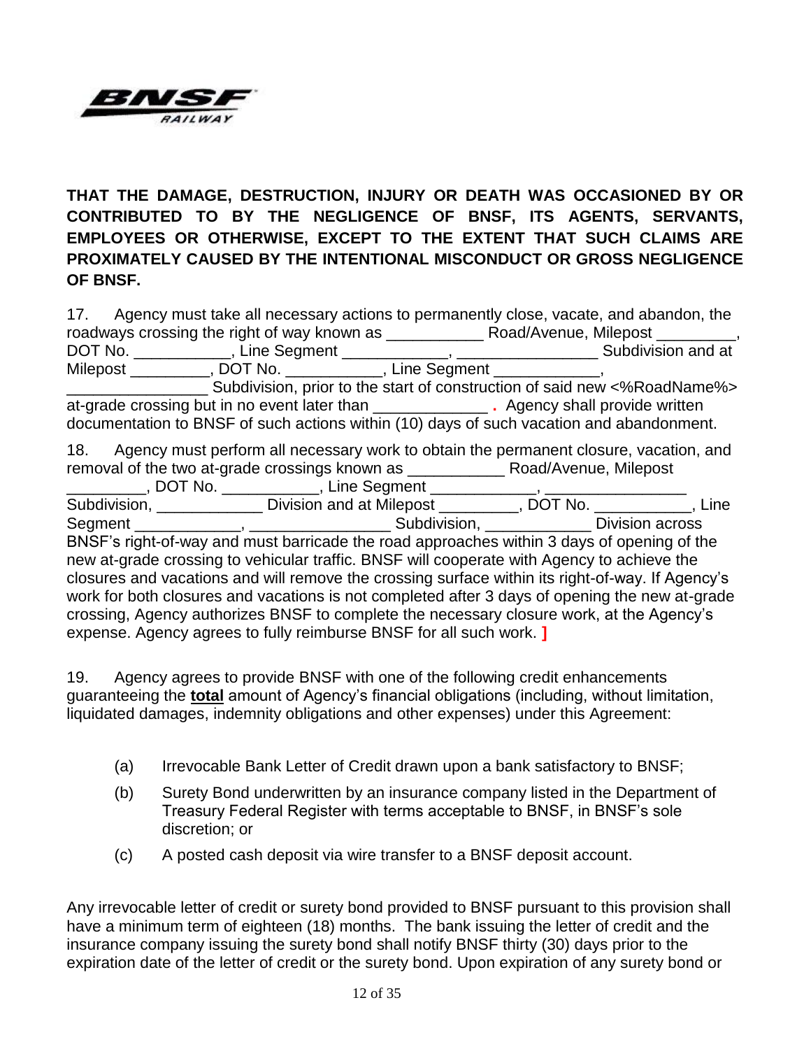**THAT THE DAMAGE, DESTRUCTION, INJURY OR DEATH WAS OCCASIONED BY OR CONTRIBUTED TO BY THE NEGLIGENCE OF BNSF, ITS AGENTS, SERVANTS, EMPLOYEES OR OTHERWISE, EXCEPT TO THE EXTENT THAT SUCH CLAIMS ARE PROXIMATELY CAUSED BY THE INTENTIONAL MISCONDUCT OR GROSS NEGLIGENCE OF BNSF.**

17. Agency must take all necessary actions to permanently close, vacate, and abandon, the roadways crossing the right of way known as ___________ Road/Avenue, Milepost _________, DOT No. ___________, Line Segment ____________, ________________ Subdivision and at Milepost _________, DOT No. ___________, Line Segment ____________, ________________ Subdivision, prior to the start of construction of said new <%RoadName%> at-grade crossing but in no event later than _____________ **.** Agency shall provide written documentation to BNSF of such actions within (10) days of such vacation and abandonment.

18. Agency must perform all necessary work to obtain the permanent closure, vacation, and removal of the two at-grade crossings known as ___________ Road/Avenue, Milepost _________, DOT No. ___________, Line Segment ____________, ________________ Subdivision, ____________ Division and at Milepost _________, DOT No. ___________, Line Segment ____________, ________________ Subdivision, ____________ Division across BNSF's right-of-way and must barricade the road approaches within 3 days of opening of the new at-grade crossing to vehicular traffic. BNSF will cooperate with Agency to achieve the closures and vacations and will remove the crossing surface within its right-of-way. If Agency's work for both closures and vacations is not completed after 3 days of opening the new at-grade crossing, Agency authorizes BNSF to complete the necessary closure work, at the Agency's expense. Agency agrees to fully reimburse BNSF for all such work. **]**

19. Agency agrees to provide BNSF with one of the following credit enhancements guaranteeing the **<u>total</u>** amount of Agency's financial obligations (including, without limitation, liquidated damages, indemnity obligations and other expenses) under this Agreement:

(a) Irrevocable Bank Letter of Credit drawn upon a bank satisfactory to BNSF;

(b) Surety Bond underwritten by an insurance company listed in the Department of Treasury Federal Register with terms acceptable to BNSF, in BNSF's sole discretion; or

(c) A posted cash deposit via wire transfer to a BNSF deposit account.

Any irrevocable letter of credit or surety bond provided to BNSF pursuant to this provision shall have a minimum term of eighteen (18) months. The bank issuing the letter of credit and the insurance company issuing the surety bond shall notify BNSF thirty (30) days prior to the expiration date of the letter of credit or the surety bond. Upon expiration of any surety bond or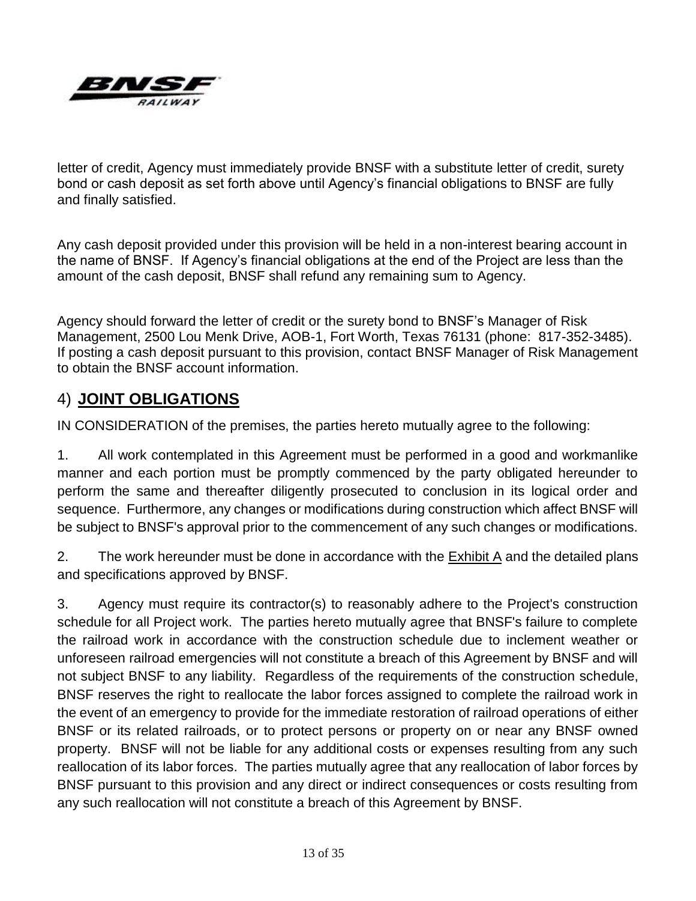letter of credit, Agency must immediately provide BNSF with a substitute letter of credit, surety bond or cash deposit as set forth above until Agency's financial obligations to BNSF are fully and finally satisfied.

Any cash deposit provided under this provision will be held in a non-interest bearing account in the name of BNSF. If Agency's financial obligations at the end of the Project are less than the amount of the cash deposit, BNSF shall refund any remaining sum to Agency.

Agency should forward the letter of credit or the surety bond to BNSF's Manager of Risk Management, 2500 Lou Menk Drive, AOB-1, Fort Worth, Texas 76131 (phone: 817-352-3485). If posting a cash deposit pursuant to this provision, contact BNSF Manager of Risk Management to obtain the BNSF account information.

## 4) **JOINT OBLIGATIONS**

IN CONSIDERATION of the premises, the parties hereto mutually agree to the following:

1. All work contemplated in this Agreement must be performed in a good and workmanlike manner and each portion must be promptly commenced by the party obligated hereunder to perform the same and thereafter diligently prosecuted to conclusion in its logical order and sequence. Furthermore, any changes or modifications during construction which affect BNSF will be subject to BNSF's approval prior to the commencement of any such changes or modifications.

2. The work hereunder must be done in accordance with the Exhibit A and the detailed plans and specifications approved by BNSF.

3. Agency must require its contractor(s) to reasonably adhere to the Project's construction schedule for all Project work. The parties hereto mutually agree that BNSF's failure to complete the railroad work in accordance with the construction schedule due to inclement weather or unforeseen railroad emergencies will not constitute a breach of this Agreement by BNSF and will not subject BNSF to any liability. Regardless of the requirements of the construction schedule, BNSF reserves the right to reallocate the labor forces assigned to complete the railroad work in the event of an emergency to provide for the immediate restoration of railroad operations of either BNSF or its related railroads, or to protect persons or property on or near any BNSF owned property. BNSF will not be liable for any additional costs or expenses resulting from any such reallocation of its labor forces. The parties mutually agree that any reallocation of labor forces by BNSF pursuant to this provision and any direct or indirect consequences or costs resulting from any such reallocation will not constitute a breach of this Agreement by BNSF.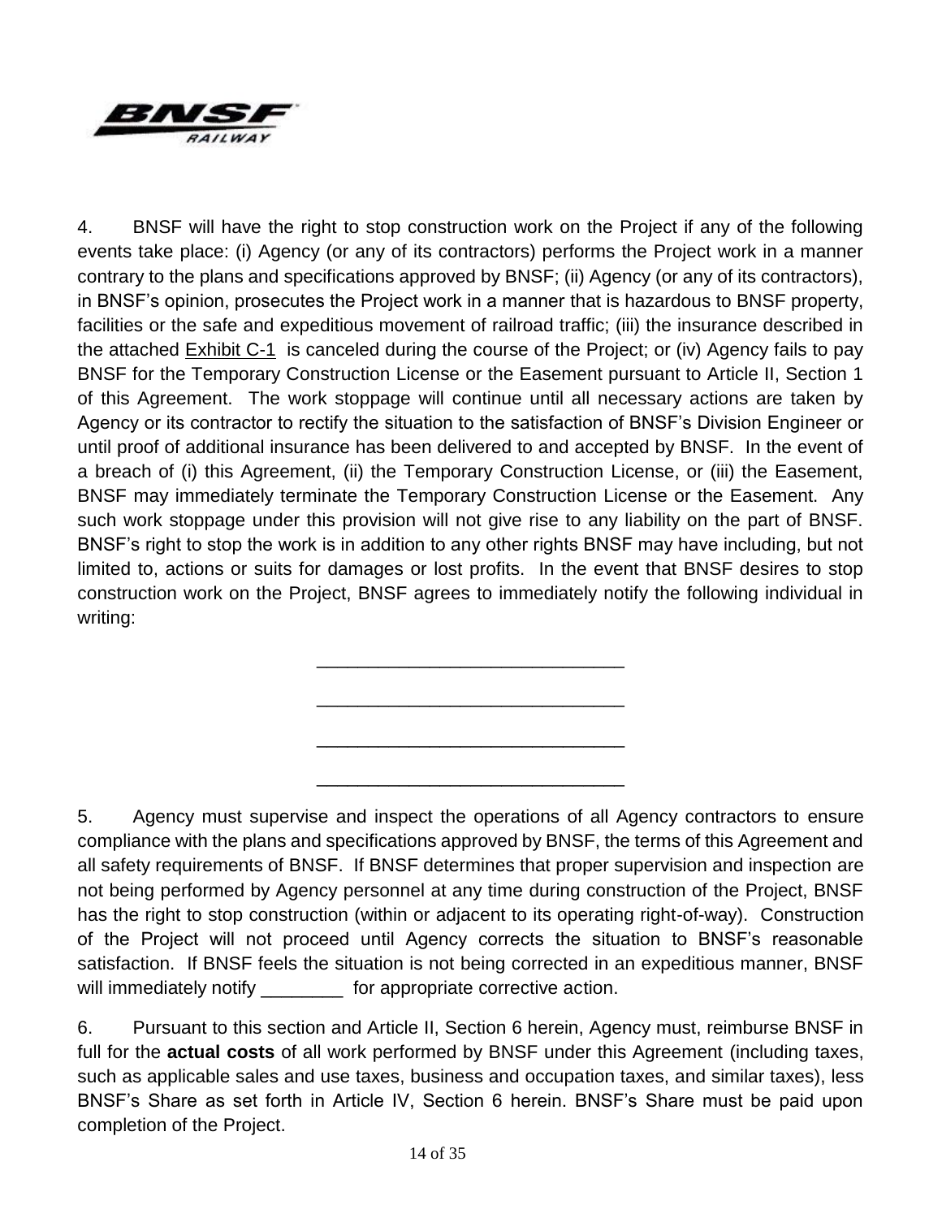4. BNSF will have the right to stop construction work on the Project if any of the following events take place: (i) Agency (or any of its contractors) performs the Project work in a manner contrary to the plans and specifications approved by BNSF; (ii) Agency (or any of its contractors), in BNSF's opinion, prosecutes the Project work in a manner that is hazardous to BNSF property, facilities or the safe and expeditious movement of railroad traffic; (iii) the insurance described in the attached Exhibit C-1 is canceled during the course of the Project; or (iv) Agency fails to pay BNSF for the Temporary Construction License or the Easement pursuant to Article II, Section 1 of this Agreement. The work stoppage will continue until all necessary actions are taken by Agency or its contractor to rectify the situation to the satisfaction of BNSF's Division Engineer or until proof of additional insurance has been delivered to and accepted by BNSF. In the event of a breach of (i) this Agreement, (ii) the Temporary Construction License, or (iii) the Easement, BNSF may immediately terminate the Temporary Construction License or the Easement. Any such work stoppage under this provision will not give rise to any liability on the part of BNSF. BNSF's right to stop the work is in addition to any other rights BNSF may have including, but not limited to, actions or suits for damages or lost profits. In the event that BNSF desires to stop construction work on the Project, BNSF agrees to immediately notify the following individual in writing:

______________________________

______________________________

______________________________

______________________________

5. Agency must supervise and inspect the operations of all Agency contractors to ensure compliance with the plans and specifications approved by BNSF, the terms of this Agreement and all safety requirements of BNSF. If BNSF determines that proper supervision and inspection are not being performed by Agency personnel at any time during construction of the Project, BNSF has the right to stop construction (within or adjacent to its operating right-of-way). Construction of the Project will not proceed until Agency corrects the situation to BNSF's reasonable satisfaction. If BNSF feels the situation is not being corrected in an expeditious manner, BNSF will immediately notify ________ for appropriate corrective action.

6. Pursuant to this section and Article II, Section 6 herein, Agency must, reimburse BNSF in full for the **actual costs** of all work performed by BNSF under this Agreement (including taxes, such as applicable sales and use taxes, business and occupation taxes, and similar taxes), less BNSF's Share as set forth in Article IV, Section 6 herein. BNSF's Share must be paid upon completion of the Project.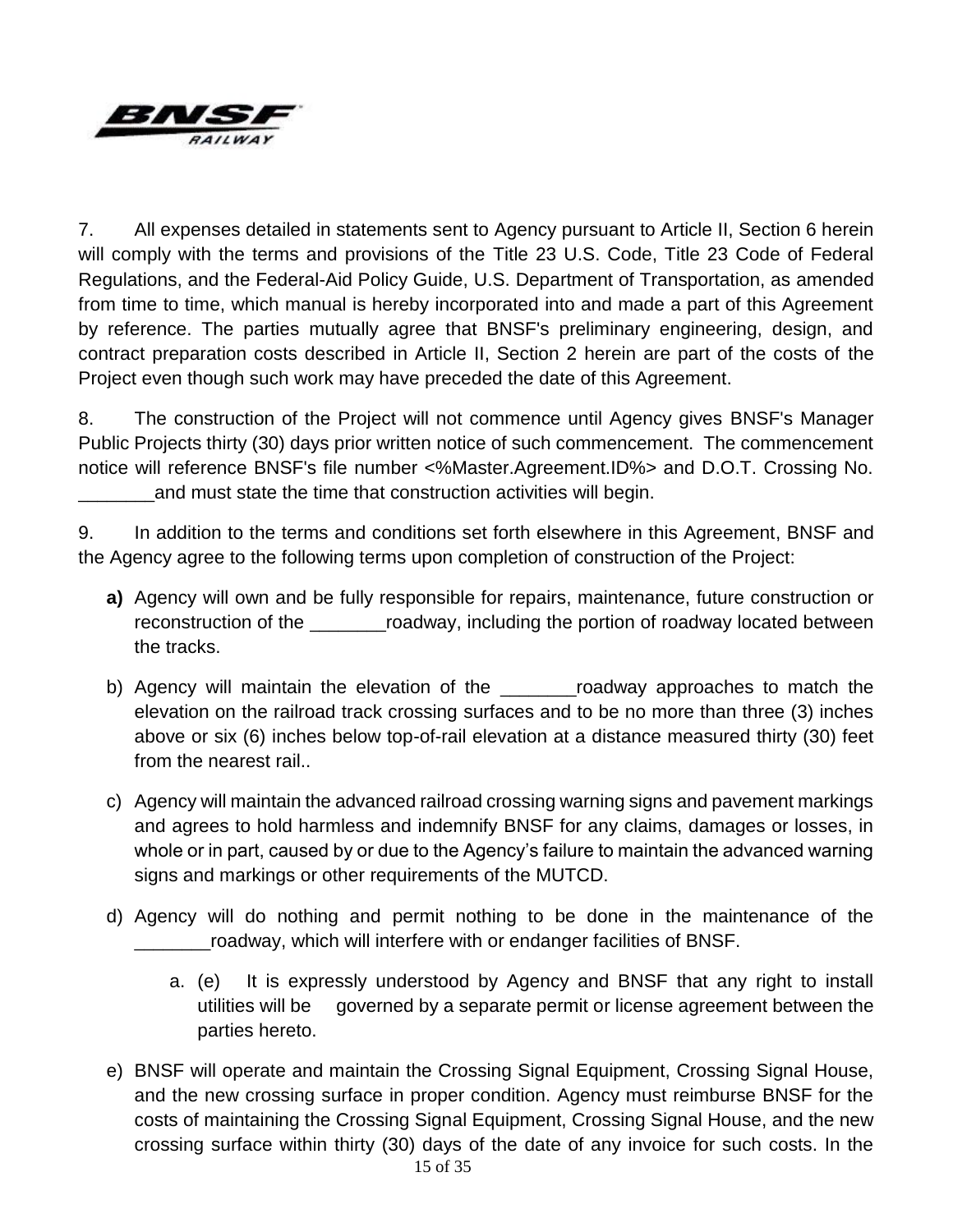7. All expenses detailed in statements sent to Agency pursuant to Article II, Section 6 herein will comply with the terms and provisions of the Title 23 U.S. Code, Title 23 Code of Federal Regulations, and the Federal-Aid Policy Guide, U.S. Department of Transportation, as amended from time to time, which manual is hereby incorporated into and made a part of this Agreement by reference. The parties mutually agree that BNSF's preliminary engineering, design, and contract preparation costs described in Article II, Section 2 herein are part of the costs of the Project even though such work may have preceded the date of this Agreement.

8. The construction of the Project will not commence until Agency gives BNSF's Manager Public Projects thirty (30) days prior written notice of such commencement. The commencement notice will reference BNSF's file number <%Master.Agreement.ID%> and D.O.T. Crossing No. _______and must state the time that construction activities will begin.

9. In addition to the terms and conditions set forth elsewhere in this Agreement, BNSF and the Agency agree to the following terms upon completion of construction of the Project:

**a)** Agency will own and be fully responsible for repairs, maintenance, future construction or reconstruction of the _______roadway, including the portion of roadway located between the tracks.

b) Agency will maintain the elevation of the _______roadway approaches to match the elevation on the railroad track crossing surfaces and to be no more than three (3) inches above or six (6) inches below top-of-rail elevation at a distance measured thirty (30) feet from the nearest rail..

c) Agency will maintain the advanced railroad crossing warning signs and pavement markings and agrees to hold harmless and indemnify BNSF for any claims, damages or losses, in whole or in part, caused by or due to the Agency's failure to maintain the advanced warning signs and markings or other requirements of the MUTCD.

d) Agency will do nothing and permit nothing to be done in the maintenance of the _______roadway, which will interfere with or endanger facilities of BNSF.

   a. (e) It is expressly understood by Agency and BNSF that any right to install utilities will be governed by a separate permit or license agreement between the parties hereto.

e) BNSF will operate and maintain the Crossing Signal Equipment, Crossing Signal House, and the new crossing surface in proper condition. Agency must reimburse BNSF for the costs of maintaining the Crossing Signal Equipment, Crossing Signal House, and the new crossing surface within thirty (30) days of the date of any invoice for such costs. In the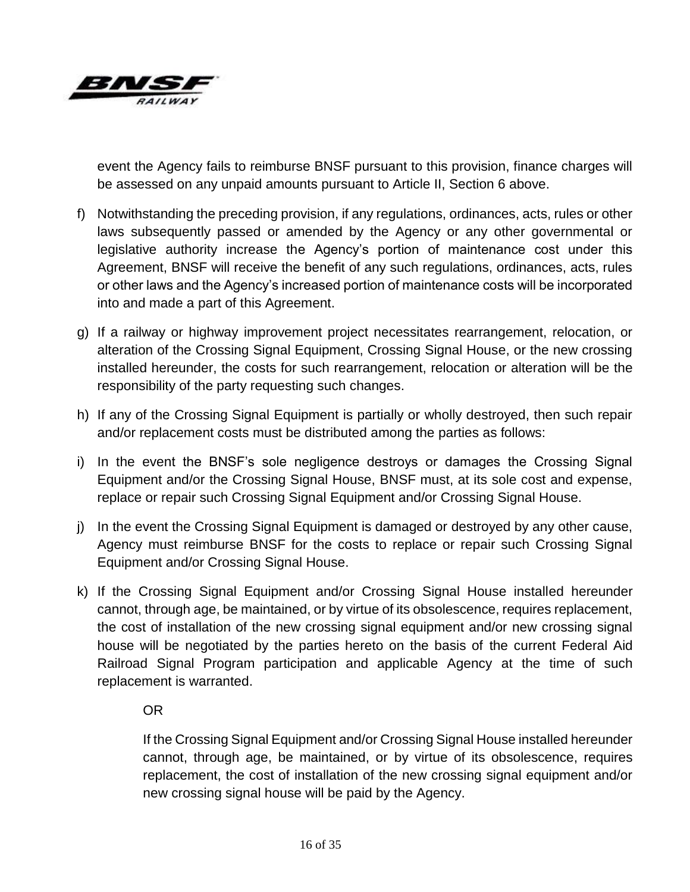event the Agency fails to reimburse BNSF pursuant to this provision, finance charges will be assessed on any unpaid amounts pursuant to Article II, Section 6 above.

f) Notwithstanding the preceding provision, if any regulations, ordinances, acts, rules or other laws subsequently passed or amended by the Agency or any other governmental or legislative authority increase the Agency's portion of maintenance cost under this Agreement, BNSF will receive the benefit of any such regulations, ordinances, acts, rules or other laws and the Agency's increased portion of maintenance costs will be incorporated into and made a part of this Agreement.

g) If a railway or highway improvement project necessitates rearrangement, relocation, or alteration of the Crossing Signal Equipment, Crossing Signal House, or the new crossing installed hereunder, the costs for such rearrangement, relocation or alteration will be the responsibility of the party requesting such changes.

h) If any of the Crossing Signal Equipment is partially or wholly destroyed, then such repair and/or replacement costs must be distributed among the parties as follows:

i) In the event the BNSF's sole negligence destroys or damages the Crossing Signal Equipment and/or the Crossing Signal House, BNSF must, at its sole cost and expense, replace or repair such Crossing Signal Equipment and/or Crossing Signal House.

j) In the event the Crossing Signal Equipment is damaged or destroyed by any other cause, Agency must reimburse BNSF for the costs to replace or repair such Crossing Signal Equipment and/or Crossing Signal House.

k) If the Crossing Signal Equipment and/or Crossing Signal House installed hereunder cannot, through age, be maintained, or by virtue of its obsolescence, requires replacement, the cost of installation of the new crossing signal equipment and/or new crossing signal house will be negotiated by the parties hereto on the basis of the current Federal Aid Railroad Signal Program participation and applicable Agency at the time of such replacement is warranted.

   OR

   If the Crossing Signal Equipment and/or Crossing Signal House installed hereunder cannot, through age, be maintained, or by virtue of its obsolescence, requires replacement, the cost of installation of the new crossing signal equipment and/or new crossing signal house will be paid by the Agency.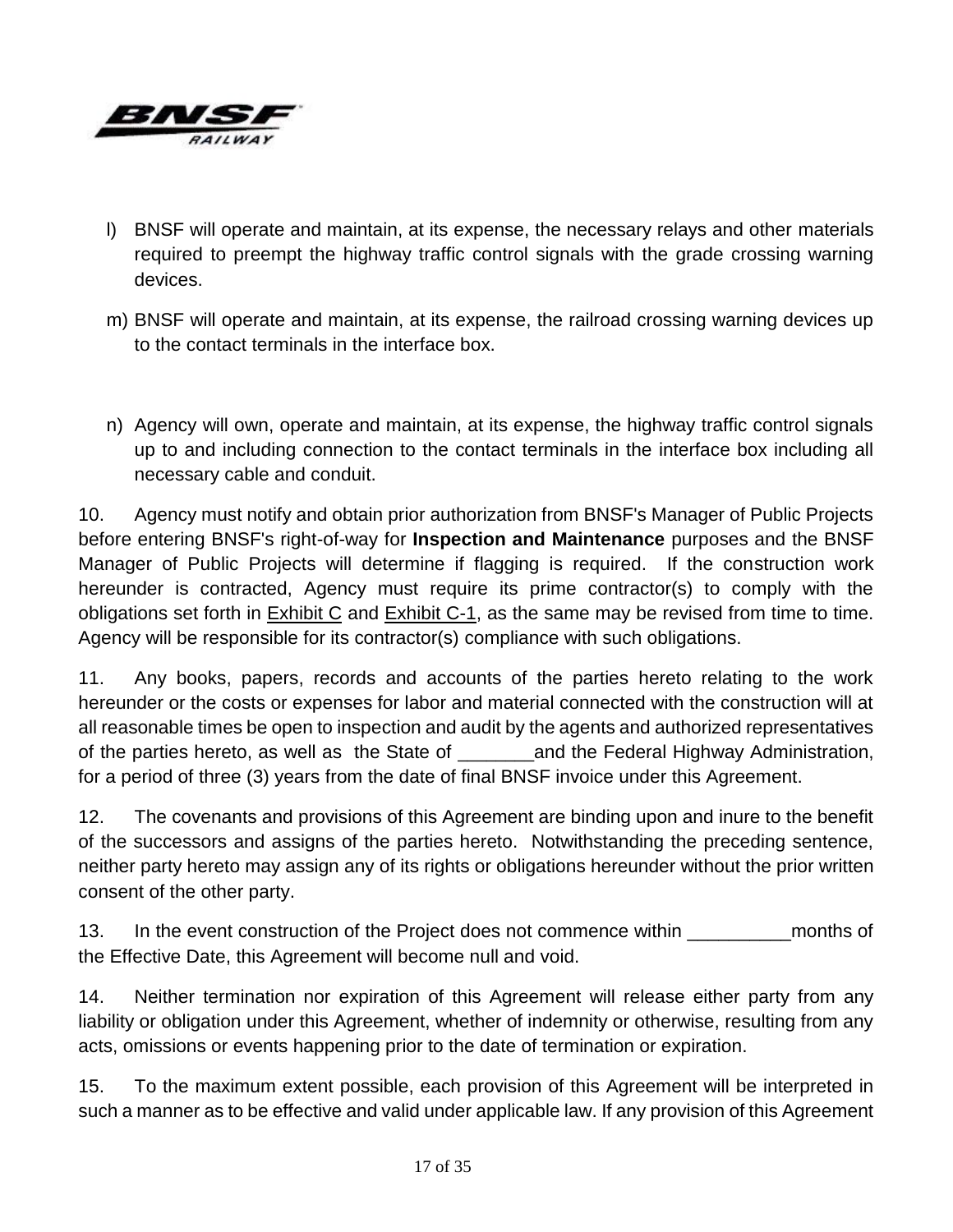l) BNSF will operate and maintain, at its expense, the necessary relays and other materials required to preempt the highway traffic control signals with the grade crossing warning devices.

m) BNSF will operate and maintain, at its expense, the railroad crossing warning devices up to the contact terminals in the interface box.

n) Agency will own, operate and maintain, at its expense, the highway traffic control signals up to and including connection to the contact terminals in the interface box including all necessary cable and conduit.

10. Agency must notify and obtain prior authorization from BNSF's Manager of Public Projects before entering BNSF's right-of-way for **Inspection and Maintenance** purposes and the BNSF Manager of Public Projects will determine if flagging is required. If the construction work hereunder is contracted, Agency must require its prime contractor(s) to comply with the obligations set forth in Exhibit C and Exhibit C-1, as the same may be revised from time to time. Agency will be responsible for its contractor(s) compliance with such obligations.

11. Any books, papers, records and accounts of the parties hereto relating to the work hereunder or the costs or expenses for labor and material connected with the construction will at all reasonable times be open to inspection and audit by the agents and authorized representatives of the parties hereto, as well as the State of _______and the Federal Highway Administration, for a period of three (3) years from the date of final BNSF invoice under this Agreement.

12. The covenants and provisions of this Agreement are binding upon and inure to the benefit of the successors and assigns of the parties hereto. Notwithstanding the preceding sentence, neither party hereto may assign any of its rights or obligations hereunder without the prior written consent of the other party.

13. In the event construction of the Project does not commence within __________months of the Effective Date, this Agreement will become null and void.

14. Neither termination nor expiration of this Agreement will release either party from any liability or obligation under this Agreement, whether of indemnity or otherwise, resulting from any acts, omissions or events happening prior to the date of termination or expiration.

15. To the maximum extent possible, each provision of this Agreement will be interpreted in such a manner as to be effective and valid under applicable law. If any provision of this Agreement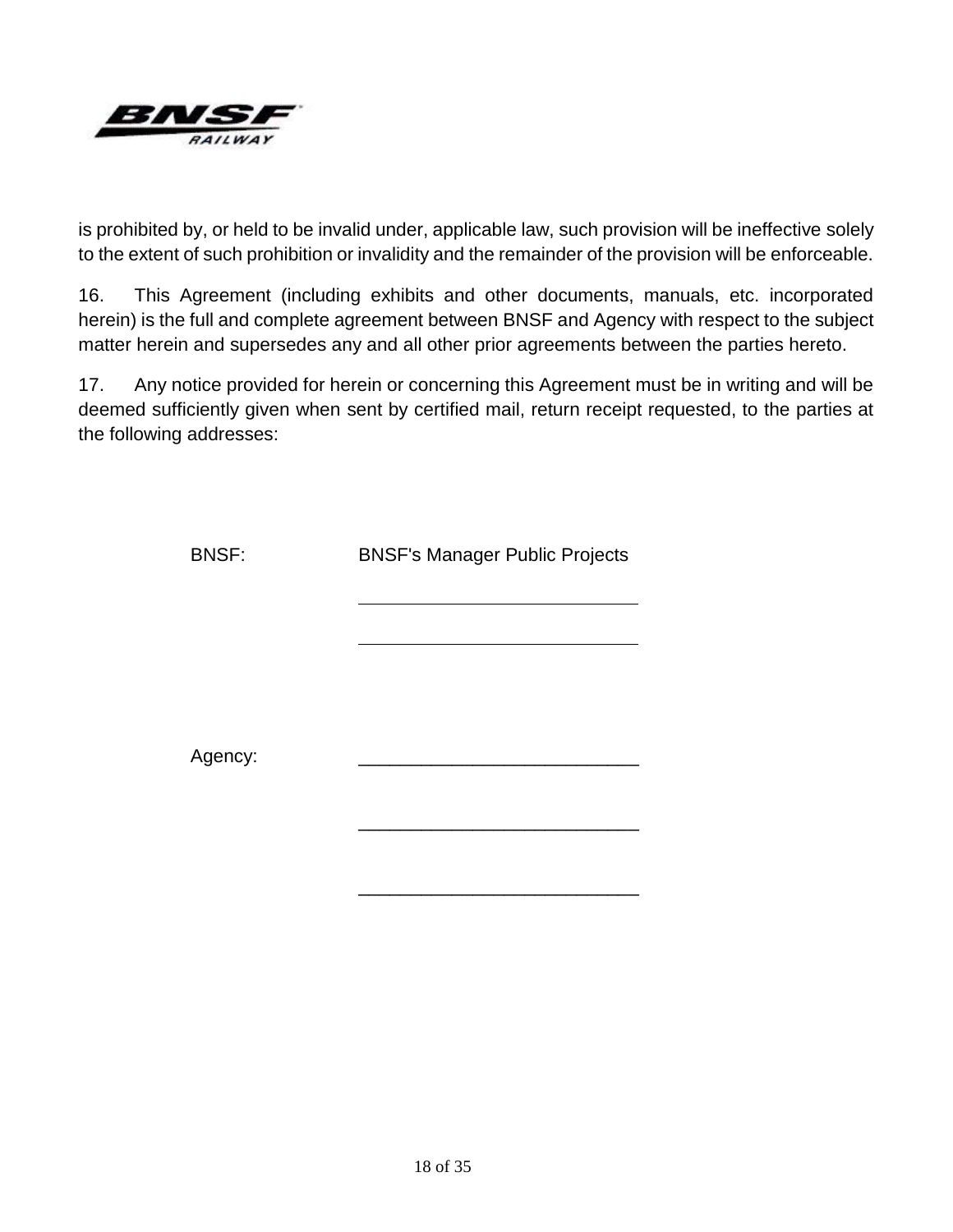is prohibited by, or held to be invalid under, applicable law, such provision will be ineffective solely to the extent of such prohibition or invalidity and the remainder of the provision will be enforceable.

16. This Agreement (including exhibits and other documents, manuals, etc. incorporated herein) is the full and complete agreement between BNSF and Agency with respect to the subject matter herein and supersedes any and all other prior agreements between the parties hereto.

17. Any notice provided for herein or concerning this Agreement must be in writing and will be deemed sufficiently given when sent by certified mail, return receipt requested, to the parties at the following addresses:

BNSF: BNSF's Manager Public Projects

___________________________

___________________________

Agency: ___________________________

___________________________

___________________________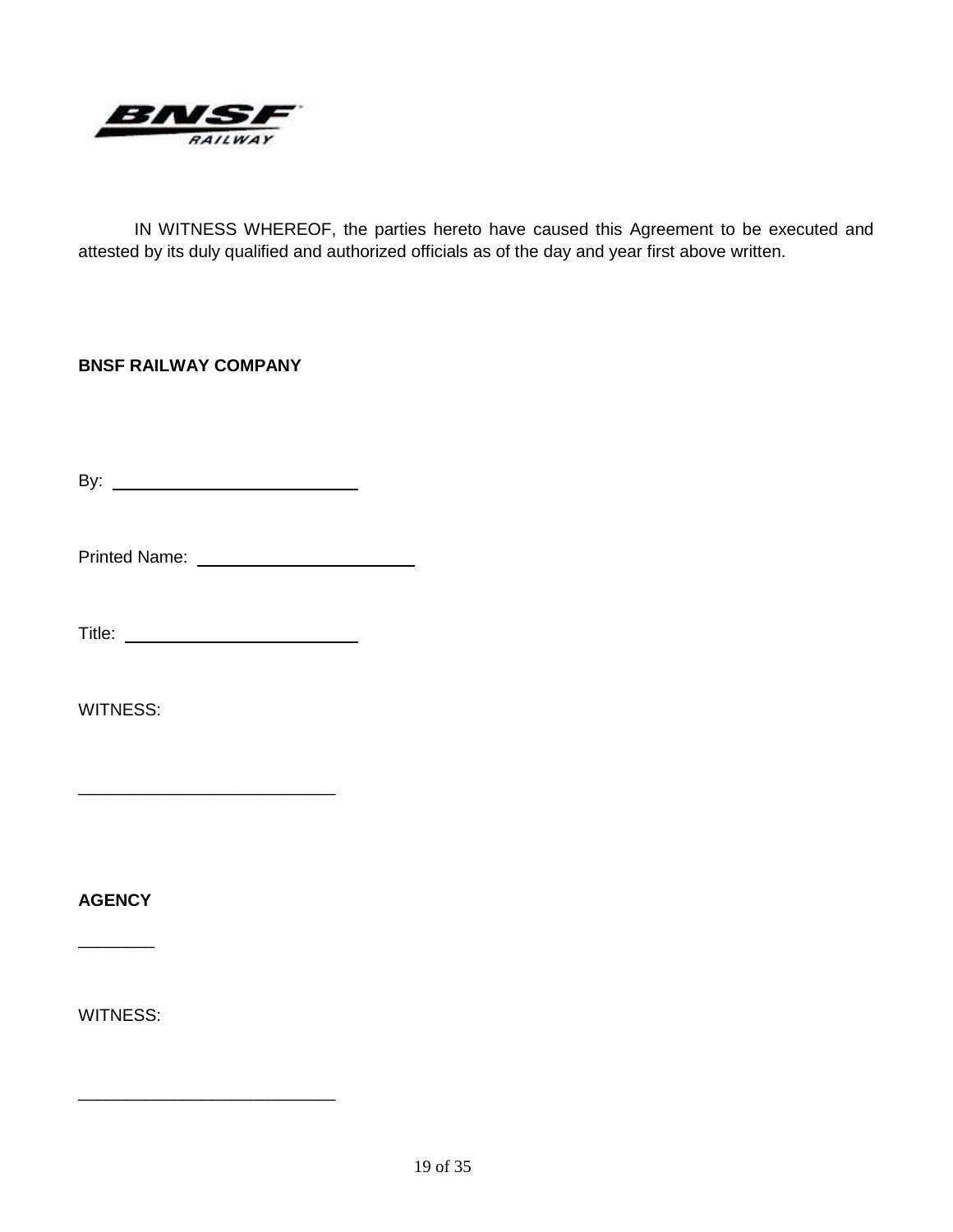IN WITNESS WHEREOF, the parties hereto have caused this Agreement to be executed and attested by its duly qualified and authorized officials as of the day and year first above written.

**BNSF RAILWAY COMPANY**

By: ___________________________

Printed Name: ___________________________

Title: ___________________________

WITNESS:

___________________________

**AGENCY**

________

WITNESS:

___________________________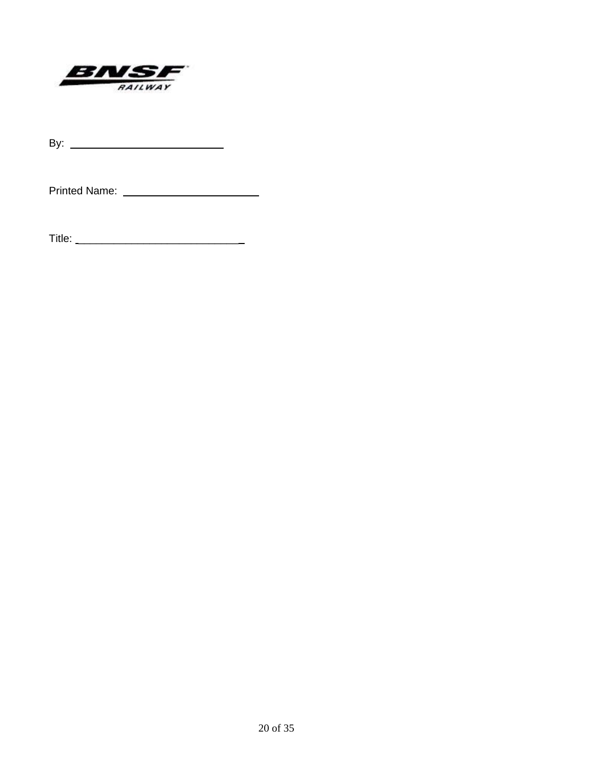BNSF RAILWAY

By: ___________________________

Printed Name: ________________________

Title: _____________________________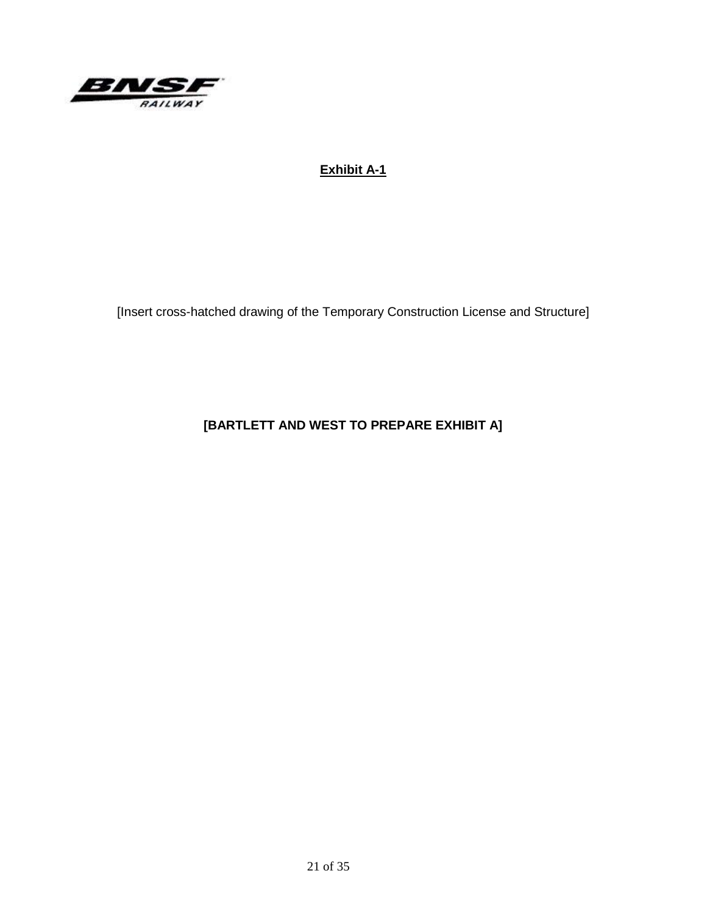BNSF RAILWAY

**Exhibit A-1**

[Insert cross-hatched drawing of the Temporary Construction License and Structure]

**[BARTLETT AND WEST TO PREPARE EXHIBIT A]**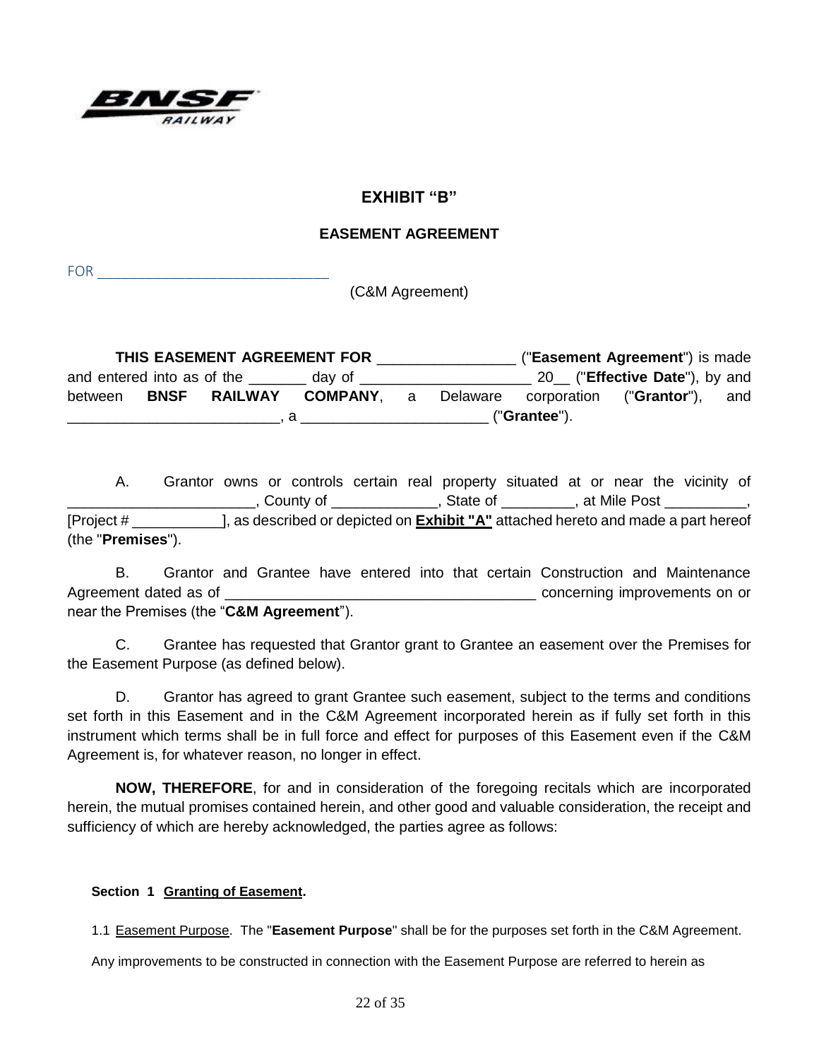# EXHIBIT "B"

## EASEMENT AGREEMENT

FOR ______________________________

(C&M Agreement)

**THIS EASEMENT AGREEMENT FOR** ________________ ("**Easement Agreement**") is made and entered into as of the _______ day of ____________________ 20__ ("**Effective Date**"), by and between **BNSF RAILWAY COMPANY**, a Delaware corporation ("**Grantor**"), and _________________________, a ______________________ ("**Grantee**").

A. Grantor owns or controls certain real property situated at or near the vicinity of ______________________, County of ____________, State of _________, at Mile Post __________, [Project # ___________], as described or depicted on **Exhibit "A"** attached hereto and made a part hereof (the "**Premises**").

B. Grantor and Grantee have entered into that certain Construction and Maintenance Agreement dated as of _____________________________________ concerning improvements on or near the Premises (the "**C&M Agreement**").

C. Grantee has requested that Grantor grant to Grantee an easement over the Premises for the Easement Purpose (as defined below).

D. Grantor has agreed to grant Grantee such easement, subject to the terms and conditions set forth in this Easement and in the C&M Agreement incorporated herein as if fully set forth in this instrument which terms shall be in full force and effect for purposes of this Easement even if the C&M Agreement is, for whatever reason, no longer in effect.

**NOW, THEREFORE**, for and in consideration of the foregoing recitals which are incorporated herein, the mutual promises contained herein, and other good and valuable consideration, the receipt and sufficiency of which are hereby acknowledged, the parties agree as follows:

**Section 1 Granting of Easement.**

1.1 Easement Purpose. The "**Easement Purpose**" shall be for the purposes set forth in the C&M Agreement.

Any improvements to be constructed in connection with the Easement Purpose are referred to herein as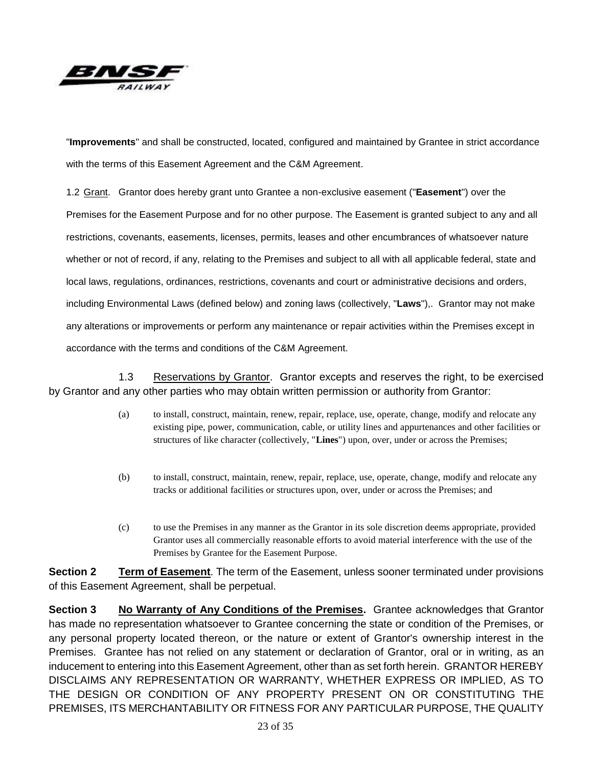"**Improvements**" and shall be constructed, located, configured and maintained by Grantee in strict accordance with the terms of this Easement Agreement and the C&M Agreement.

1.2 Grant. Grantor does hereby grant unto Grantee a non-exclusive easement ("**Easement**") over the Premises for the Easement Purpose and for no other purpose. The Easement is granted subject to any and all restrictions, covenants, easements, licenses, permits, leases and other encumbrances of whatsoever nature whether or not of record, if any, relating to the Premises and subject to all with all applicable federal, state and local laws, regulations, ordinances, restrictions, covenants and court or administrative decisions and orders, including Environmental Laws (defined below) and zoning laws (collectively, "**Laws**"),. Grantor may not make any alterations or improvements or perform any maintenance or repair activities within the Premises except in accordance with the terms and conditions of the C&M Agreement.

1.3 Reservations by Grantor. Grantor excepts and reserves the right, to be exercised by Grantor and any other parties who may obtain written permission or authority from Grantor:

(a) to install, construct, maintain, renew, repair, replace, use, operate, change, modify and relocate any existing pipe, power, communication, cable, or utility lines and appurtenances and other facilities or structures of like character (collectively, "**Lines**") upon, over, under or across the Premises;

(b) to install, construct, maintain, renew, repair, replace, use, operate, change, modify and relocate any tracks or additional facilities or structures upon, over, under or across the Premises; and

(c) to use the Premises in any manner as the Grantor in its sole discretion deems appropriate, provided Grantor uses all commercially reasonable efforts to avoid material interference with the use of the Premises by Grantee for the Easement Purpose.

**Section 2** **Term of Easement**. The term of the Easement, unless sooner terminated under provisions of this Easement Agreement, shall be perpetual.

**Section 3** **No Warranty of Any Conditions of the Premises.** Grantee acknowledges that Grantor has made no representation whatsoever to Grantee concerning the state or condition of the Premises, or any personal property located thereon, or the nature or extent of Grantor's ownership interest in the Premises. Grantee has not relied on any statement or declaration of Grantor, oral or in writing, as an inducement to entering into this Easement Agreement, other than as set forth herein. GRANTOR HEREBY DISCLAIMS ANY REPRESENTATION OR WARRANTY, WHETHER EXPRESS OR IMPLIED, AS TO THE DESIGN OR CONDITION OF ANY PROPERTY PRESENT ON OR CONSTITUTING THE PREMISES, ITS MERCHANTABILITY OR FITNESS FOR ANY PARTICULAR PURPOSE, THE QUALITY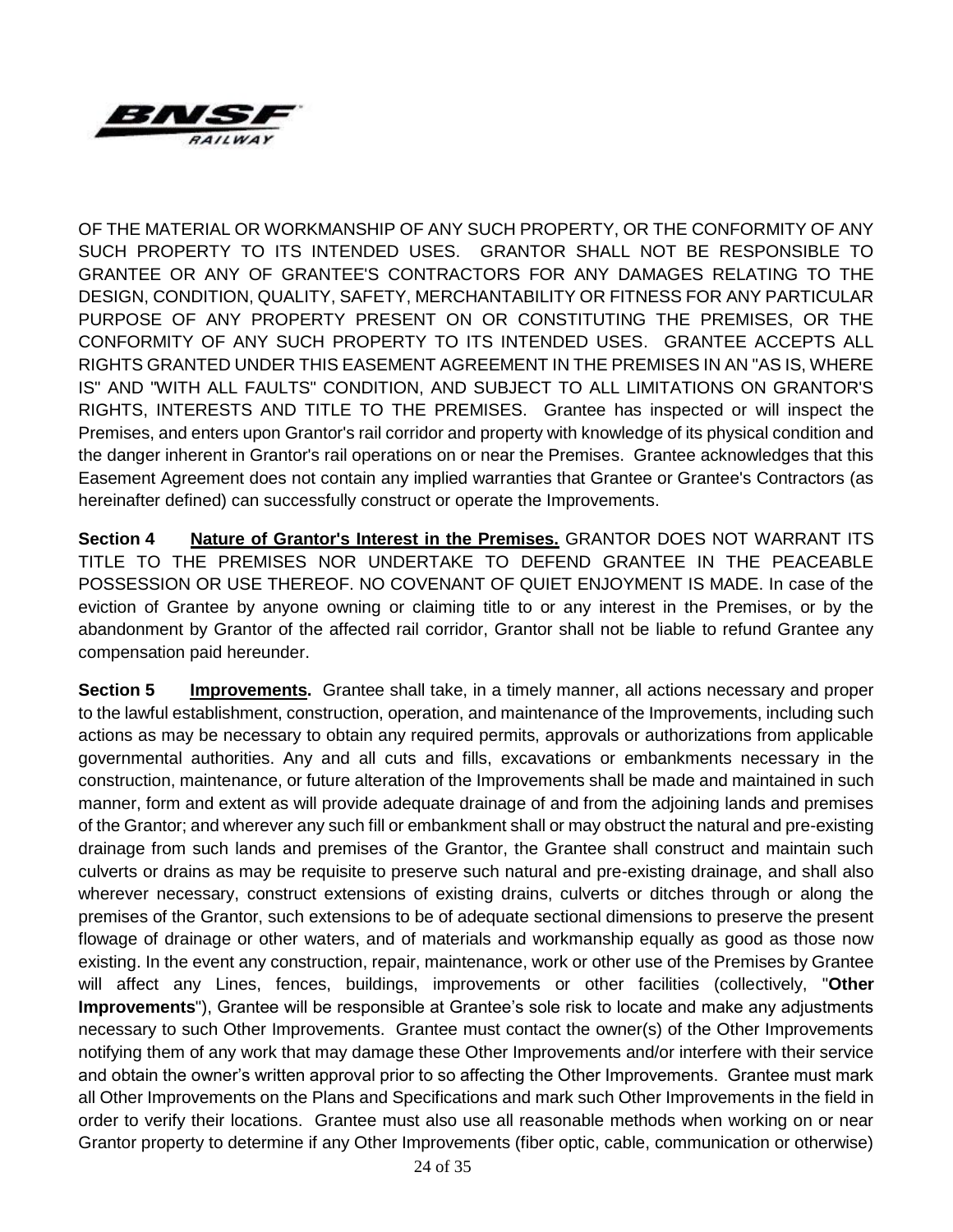OF THE MATERIAL OR WORKMANSHIP OF ANY SUCH PROPERTY, OR THE CONFORMITY OF ANY SUCH PROPERTY TO ITS INTENDED USES. GRANTOR SHALL NOT BE RESPONSIBLE TO GRANTEE OR ANY OF GRANTEE'S CONTRACTORS FOR ANY DAMAGES RELATING TO THE DESIGN, CONDITION, QUALITY, SAFETY, MERCHANTABILITY OR FITNESS FOR ANY PARTICULAR PURPOSE OF ANY PROPERTY PRESENT ON OR CONSTITUTING THE PREMISES, OR THE CONFORMITY OF ANY SUCH PROPERTY TO ITS INTENDED USES. GRANTEE ACCEPTS ALL RIGHTS GRANTED UNDER THIS EASEMENT AGREEMENT IN THE PREMISES IN AN "AS IS, WHERE IS" AND "WITH ALL FAULTS" CONDITION, AND SUBJECT TO ALL LIMITATIONS ON GRANTOR'S RIGHTS, INTERESTS AND TITLE TO THE PREMISES. Grantee has inspected or will inspect the Premises, and enters upon Grantor's rail corridor and property with knowledge of its physical condition and the danger inherent in Grantor's rail operations on or near the Premises. Grantee acknowledges that this Easement Agreement does not contain any implied warranties that Grantee or Grantee's Contractors (as hereinafter defined) can successfully construct or operate the Improvements.

**Section 4** **Nature of Grantor's Interest in the Premises.** GRANTOR DOES NOT WARRANT ITS TITLE TO THE PREMISES NOR UNDERTAKE TO DEFEND GRANTEE IN THE PEACEABLE POSSESSION OR USE THEREOF. NO COVENANT OF QUIET ENJOYMENT IS MADE. In case of the eviction of Grantee by anyone owning or claiming title to or any interest in the Premises, or by the abandonment by Grantor of the affected rail corridor, Grantor shall not be liable to refund Grantee any compensation paid hereunder.

**Section 5** **Improvements.** Grantee shall take, in a timely manner, all actions necessary and proper to the lawful establishment, construction, operation, and maintenance of the Improvements, including such actions as may be necessary to obtain any required permits, approvals or authorizations from applicable governmental authorities. Any and all cuts and fills, excavations or embankments necessary in the construction, maintenance, or future alteration of the Improvements shall be made and maintained in such manner, form and extent as will provide adequate drainage of and from the adjoining lands and premises of the Grantor; and wherever any such fill or embankment shall or may obstruct the natural and pre-existing drainage from such lands and premises of the Grantor, the Grantee shall construct and maintain such culverts or drains as may be requisite to preserve such natural and pre-existing drainage, and shall also wherever necessary, construct extensions of existing drains, culverts or ditches through or along the premises of the Grantor, such extensions to be of adequate sectional dimensions to preserve the present flowage of drainage or other waters, and of materials and workmanship equally as good as those now existing. In the event any construction, repair, maintenance, work or other use of the Premises by Grantee will affect any Lines, fences, buildings, improvements or other facilities (collectively, "**Other Improvements**"), Grantee will be responsible at Grantee's sole risk to locate and make any adjustments necessary to such Other Improvements. Grantee must contact the owner(s) of the Other Improvements notifying them of any work that may damage these Other Improvements and/or interfere with their service and obtain the owner's written approval prior to so affecting the Other Improvements. Grantee must mark all Other Improvements on the Plans and Specifications and mark such Other Improvements in the field in order to verify their locations. Grantee must also use all reasonable methods when working on or near Grantor property to determine if any Other Improvements (fiber optic, cable, communication or otherwise)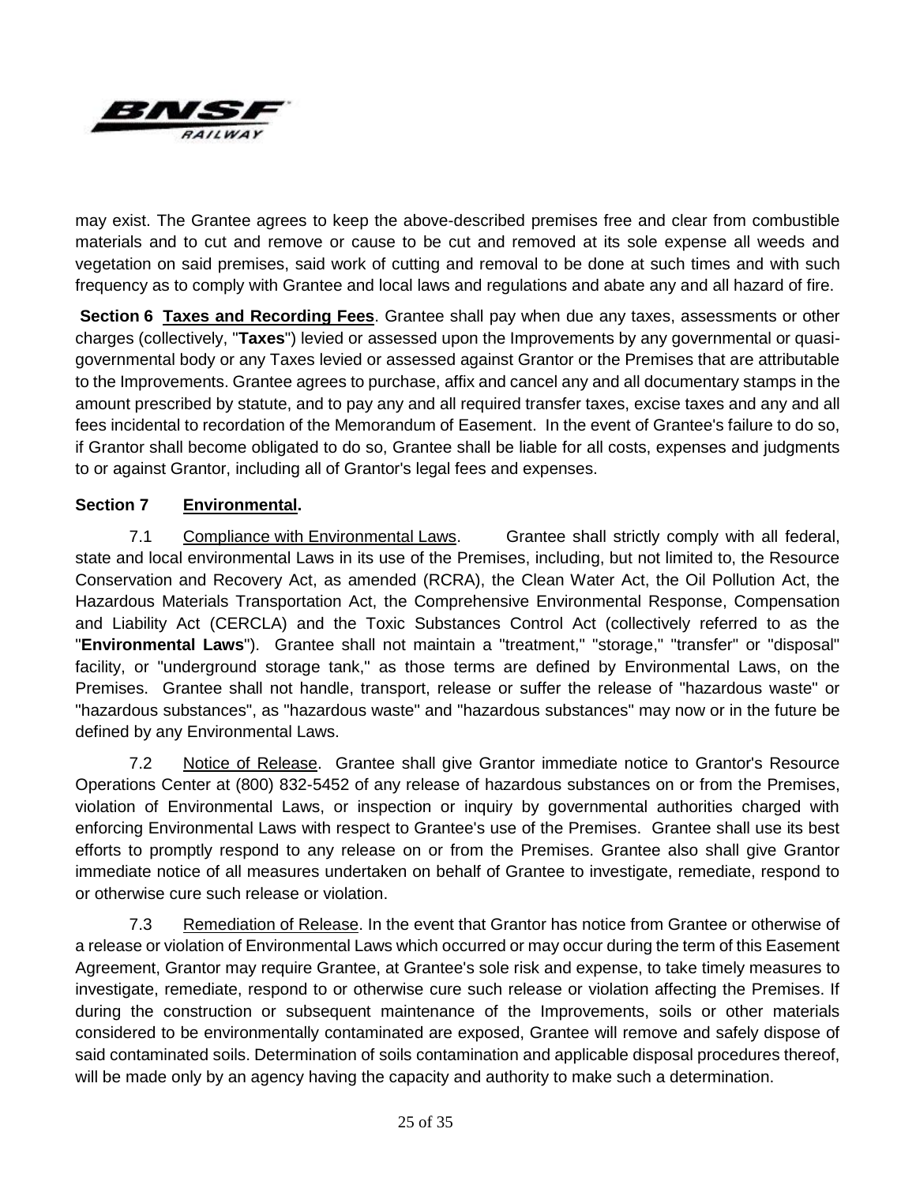may exist. The Grantee agrees to keep the above-described premises free and clear from combustible materials and to cut and remove or cause to be cut and removed at its sole expense all weeds and vegetation on said premises, said work of cutting and removal to be done at such times and with such frequency as to comply with Grantee and local laws and regulations and abate any and all hazard of fire.

**Section 6 Taxes and Recording Fees**. Grantee shall pay when due any taxes, assessments or other charges (collectively, "**Taxes**") levied or assessed upon the Improvements by any governmental or quasi-governmental body or any Taxes levied or assessed against Grantor or the Premises that are attributable to the Improvements. Grantee agrees to purchase, affix and cancel any and all documentary stamps in the amount prescribed by statute, and to pay any and all required transfer taxes, excise taxes and any and all fees incidental to recordation of the Memorandum of Easement. In the event of Grantee's failure to do so, if Grantor shall become obligated to do so, Grantee shall be liable for all costs, expenses and judgments to or against Grantor, including all of Grantor's legal fees and expenses.

**Section 7 Environmental.**

7.1 Compliance with Environmental Laws. Grantee shall strictly comply with all federal, state and local environmental Laws in its use of the Premises, including, but not limited to, the Resource Conservation and Recovery Act, as amended (RCRA), the Clean Water Act, the Oil Pollution Act, the Hazardous Materials Transportation Act, the Comprehensive Environmental Response, Compensation and Liability Act (CERCLA) and the Toxic Substances Control Act (collectively referred to as the "**Environmental Laws**"). Grantee shall not maintain a "treatment," "storage," "transfer" or "disposal" facility, or "underground storage tank," as those terms are defined by Environmental Laws, on the Premises. Grantee shall not handle, transport, release or suffer the release of "hazardous waste" or "hazardous substances", as "hazardous waste" and "hazardous substances" may now or in the future be defined by any Environmental Laws.

7.2 Notice of Release. Grantee shall give Grantor immediate notice to Grantor's Resource Operations Center at (800) 832-5452 of any release of hazardous substances on or from the Premises, violation of Environmental Laws, or inspection or inquiry by governmental authorities charged with enforcing Environmental Laws with respect to Grantee's use of the Premises. Grantee shall use its best efforts to promptly respond to any release on or from the Premises. Grantee also shall give Grantor immediate notice of all measures undertaken on behalf of Grantee to investigate, remediate, respond to or otherwise cure such release or violation.

7.3 Remediation of Release. In the event that Grantor has notice from Grantee or otherwise of a release or violation of Environmental Laws which occurred or may occur during the term of this Easement Agreement, Grantor may require Grantee, at Grantee's sole risk and expense, to take timely measures to investigate, remediate, respond to or otherwise cure such release or violation affecting the Premises. If during the construction or subsequent maintenance of the Improvements, soils or other materials considered to be environmentally contaminated are exposed, Grantee will remove and safely dispose of said contaminated soils. Determination of soils contamination and applicable disposal procedures thereof, will be made only by an agency having the capacity and authority to make such a determination.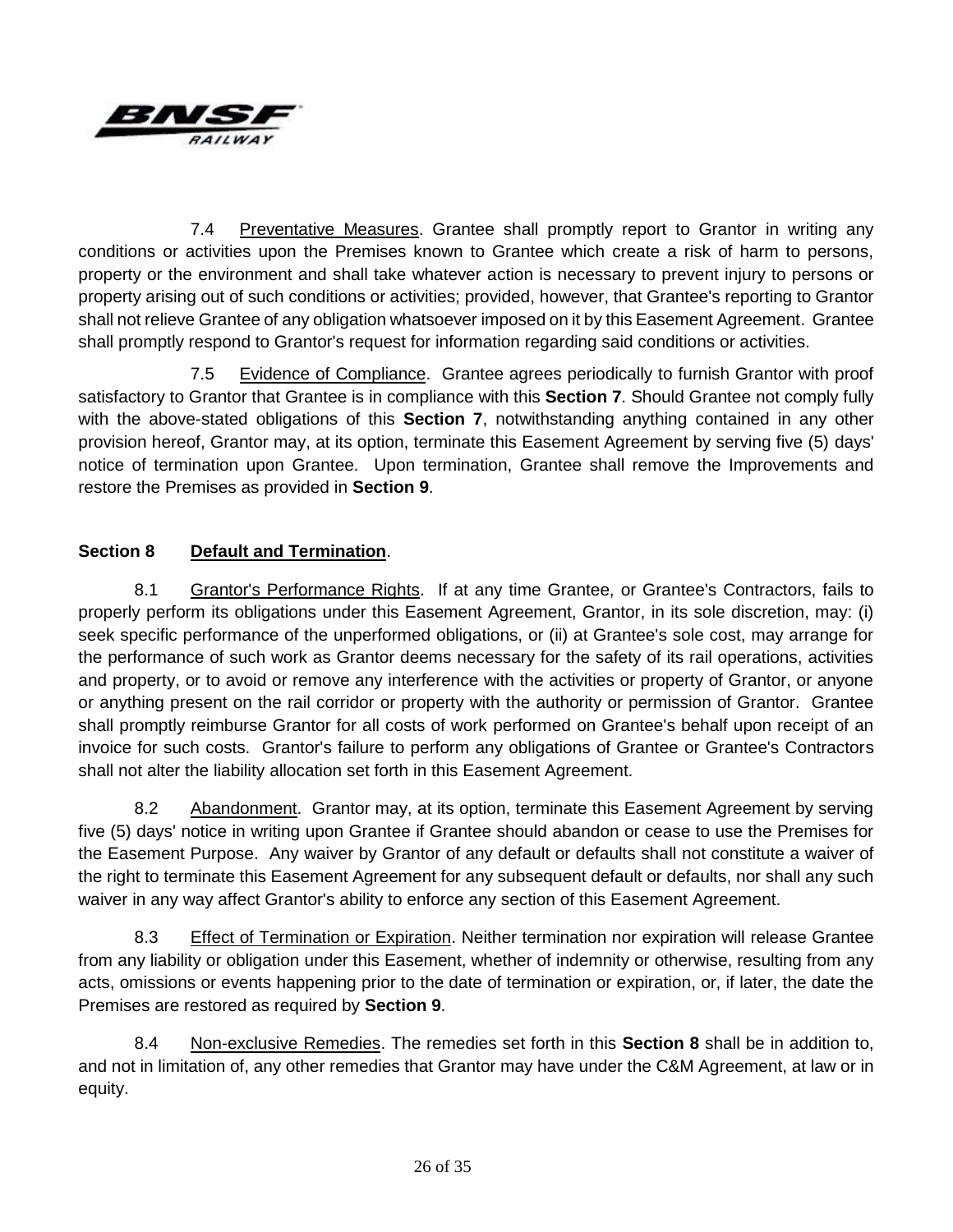7.4 Preventative Measures. Grantee shall promptly report to Grantor in writing any conditions or activities upon the Premises known to Grantee which create a risk of harm to persons, property or the environment and shall take whatever action is necessary to prevent injury to persons or property arising out of such conditions or activities; provided, however, that Grantee's reporting to Grantor shall not relieve Grantee of any obligation whatsoever imposed on it by this Easement Agreement. Grantee shall promptly respond to Grantor's request for information regarding said conditions or activities.

7.5 Evidence of Compliance. Grantee agrees periodically to furnish Grantor with proof satisfactory to Grantor that Grantee is in compliance with this **Section 7**. Should Grantee not comply fully with the above-stated obligations of this **Section 7**, notwithstanding anything contained in any other provision hereof, Grantor may, at its option, terminate this Easement Agreement by serving five (5) days' notice of termination upon Grantee. Upon termination, Grantee shall remove the Improvements and restore the Premises as provided in **Section 9**.

## Section 8 Default and Termination.

8.1 Grantor's Performance Rights. If at any time Grantee, or Grantee's Contractors, fails to properly perform its obligations under this Easement Agreement, Grantor, in its sole discretion, may: (i) seek specific performance of the unperformed obligations, or (ii) at Grantee's sole cost, may arrange for the performance of such work as Grantor deems necessary for the safety of its rail operations, activities and property, or to avoid or remove any interference with the activities or property of Grantor, or anyone or anything present on the rail corridor or property with the authority or permission of Grantor. Grantee shall promptly reimburse Grantor for all costs of work performed on Grantee's behalf upon receipt of an invoice for such costs. Grantor's failure to perform any obligations of Grantee or Grantee's Contractors shall not alter the liability allocation set forth in this Easement Agreement.

8.2 Abandonment. Grantor may, at its option, terminate this Easement Agreement by serving five (5) days' notice in writing upon Grantee if Grantee should abandon or cease to use the Premises for the Easement Purpose. Any waiver by Grantor of any default or defaults shall not constitute a waiver of the right to terminate this Easement Agreement for any subsequent default or defaults, nor shall any such waiver in any way affect Grantor's ability to enforce any section of this Easement Agreement.

8.3 Effect of Termination or Expiration. Neither termination nor expiration will release Grantee from any liability or obligation under this Easement, whether of indemnity or otherwise, resulting from any acts, omissions or events happening prior to the date of termination or expiration, or, if later, the date the Premises are restored as required by **Section 9**.

8.4 Non-exclusive Remedies. The remedies set forth in this **Section 8** shall be in addition to, and not in limitation of, any other remedies that Grantor may have under the C&M Agreement, at law or in equity.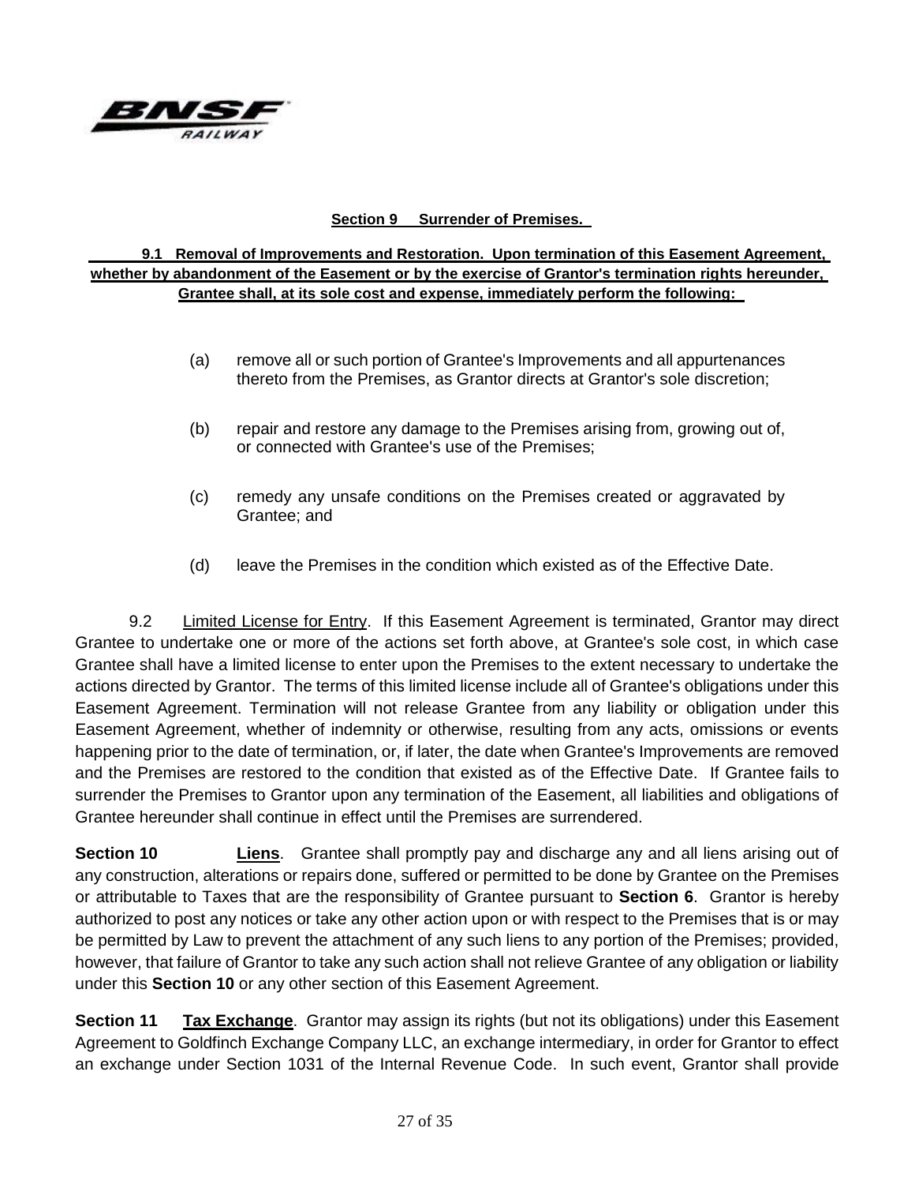**Section 9 Surrender of Premises.**

**9.1 Removal of Improvements and Restoration. Upon termination of this Easement Agreement, whether by abandonment of the Easement or by the exercise of Grantor's termination rights hereunder, Grantee shall, at its sole cost and expense, immediately perform the following:**

(a) remove all or such portion of Grantee's Improvements and all appurtenances thereto from the Premises, as Grantor directs at Grantor's sole discretion;

(b) repair and restore any damage to the Premises arising from, growing out of, or connected with Grantee's use of the Premises;

(c) remedy any unsafe conditions on the Premises created or aggravated by Grantee; and

(d) leave the Premises in the condition which existed as of the Effective Date.

9.2 Limited License for Entry. If this Easement Agreement is terminated, Grantor may direct Grantee to undertake one or more of the actions set forth above, at Grantee's sole cost, in which case Grantee shall have a limited license to enter upon the Premises to the extent necessary to undertake the actions directed by Grantor. The terms of this limited license include all of Grantee's obligations under this Easement Agreement. Termination will not release Grantee from any liability or obligation under this Easement Agreement, whether of indemnity or otherwise, resulting from any acts, omissions or events happening prior to the date of termination, or, if later, the date when Grantee's Improvements are removed and the Premises are restored to the condition that existed as of the Effective Date. If Grantee fails to surrender the Premises to Grantor upon any termination of the Easement, all liabilities and obligations of Grantee hereunder shall continue in effect until the Premises are surrendered.

**Section 10 Liens**. Grantee shall promptly pay and discharge any and all liens arising out of any construction, alterations or repairs done, suffered or permitted to be done by Grantee on the Premises or attributable to Taxes that are the responsibility of Grantee pursuant to **Section 6**. Grantor is hereby authorized to post any notices or take any other action upon or with respect to the Premises that is or may be permitted by Law to prevent the attachment of any such liens to any portion of the Premises; provided, however, that failure of Grantor to take any such action shall not relieve Grantee of any obligation or liability under this **Section 10** or any other section of this Easement Agreement.

**Section 11 Tax Exchange**. Grantor may assign its rights (but not its obligations) under this Easement Agreement to Goldfinch Exchange Company LLC, an exchange intermediary, in order for Grantor to effect an exchange under Section 1031 of the Internal Revenue Code. In such event, Grantor shall provide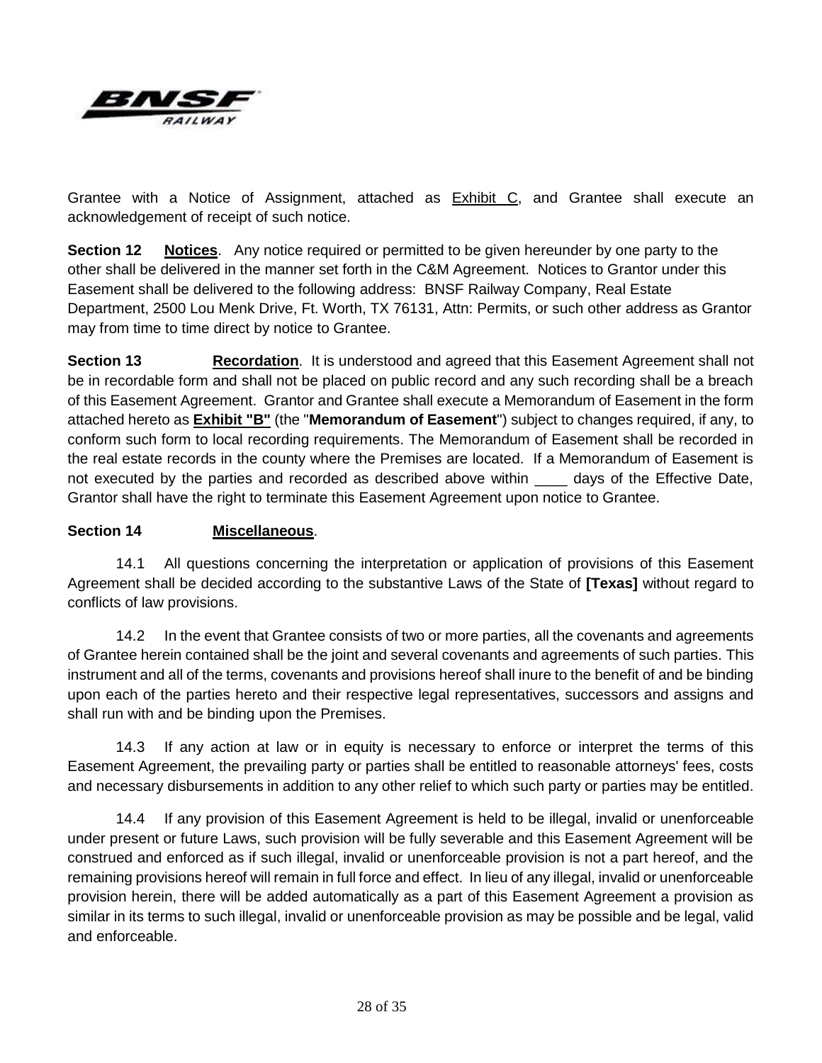Grantee with a Notice of Assignment, attached as Exhibit C, and Grantee shall execute an acknowledgement of receipt of such notice.

**Section 12** **Notices**. Any notice required or permitted to be given hereunder by one party to the other shall be delivered in the manner set forth in the C&M Agreement. Notices to Grantor under this Easement shall be delivered to the following address: BNSF Railway Company, Real Estate Department, 2500 Lou Menk Drive, Ft. Worth, TX 76131, Attn: Permits, or such other address as Grantor may from time to time direct by notice to Grantee.

**Section 13** **Recordation**. It is understood and agreed that this Easement Agreement shall not be in recordable form and shall not be placed on public record and any such recording shall be a breach of this Easement Agreement. Grantor and Grantee shall execute a Memorandum of Easement in the form attached hereto as **Exhibit "B"** (the "**Memorandum of Easement**") subject to changes required, if any, to conform such form to local recording requirements. The Memorandum of Easement shall be recorded in the real estate records in the county where the Premises are located. If a Memorandum of Easement is not executed by the parties and recorded as described above within ____ days of the Effective Date, Grantor shall have the right to terminate this Easement Agreement upon notice to Grantee.

**Section 14** **Miscellaneous**.

14.1 All questions concerning the interpretation or application of provisions of this Easement Agreement shall be decided according to the substantive Laws of the State of **[Texas]** without regard to conflicts of law provisions.

14.2 In the event that Grantee consists of two or more parties, all the covenants and agreements of Grantee herein contained shall be the joint and several covenants and agreements of such parties. This instrument and all of the terms, covenants and provisions hereof shall inure to the benefit of and be binding upon each of the parties hereto and their respective legal representatives, successors and assigns and shall run with and be binding upon the Premises.

14.3 If any action at law or in equity is necessary to enforce or interpret the terms of this Easement Agreement, the prevailing party or parties shall be entitled to reasonable attorneys' fees, costs and necessary disbursements in addition to any other relief to which such party or parties may be entitled.

14.4 If any provision of this Easement Agreement is held to be illegal, invalid or unenforceable under present or future Laws, such provision will be fully severable and this Easement Agreement will be construed and enforced as if such illegal, invalid or unenforceable provision is not a part hereof, and the remaining provisions hereof will remain in full force and effect. In lieu of any illegal, invalid or unenforceable provision herein, there will be added automatically as a part of this Easement Agreement a provision as similar in its terms to such illegal, invalid or unenforceable provision as may be possible and be legal, valid and enforceable.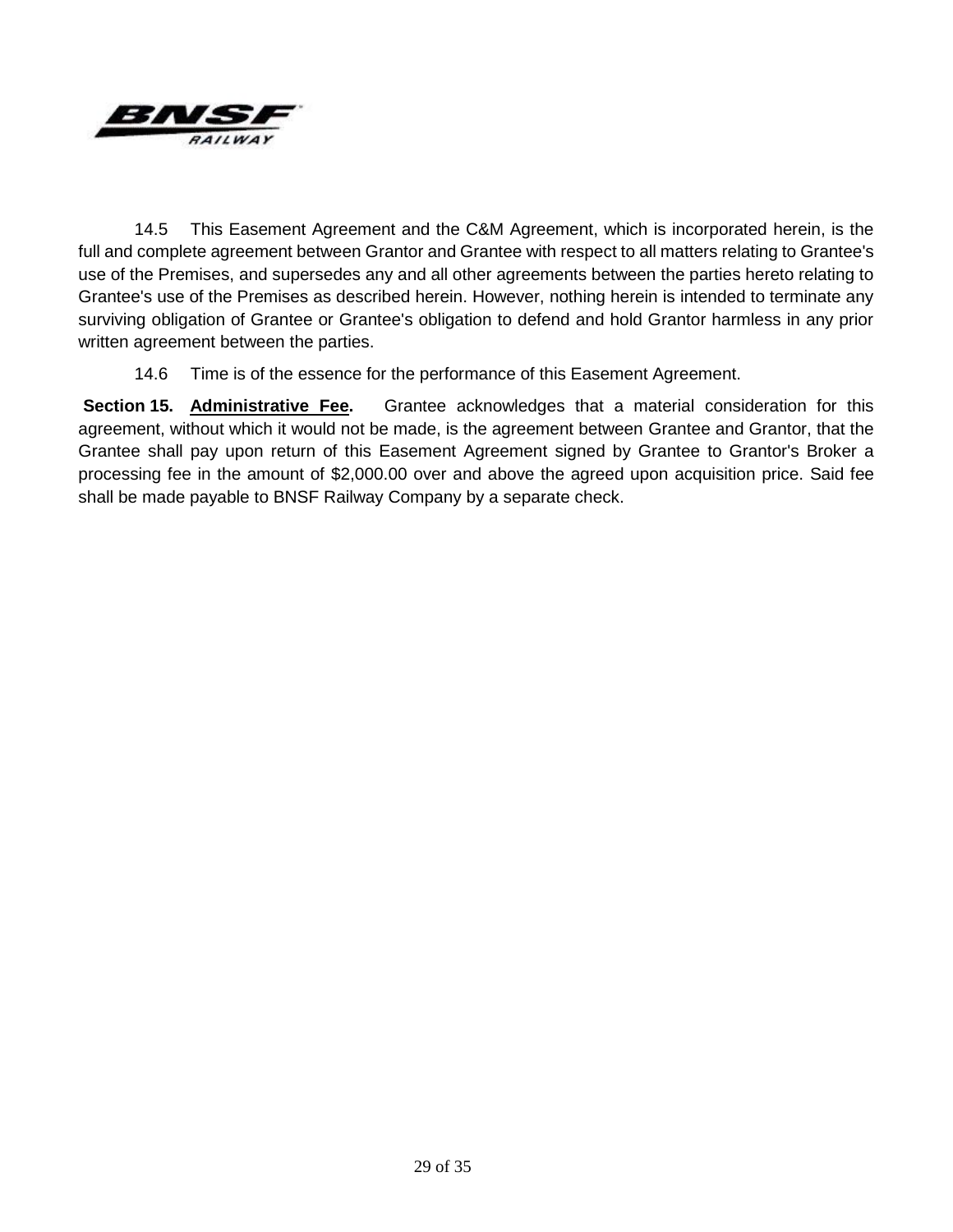14.5 This Easement Agreement and the C&M Agreement, which is incorporated herein, is the full and complete agreement between Grantor and Grantee with respect to all matters relating to Grantee's use of the Premises, and supersedes any and all other agreements between the parties hereto relating to Grantee's use of the Premises as described herein. However, nothing herein is intended to terminate any surviving obligation of Grantee or Grantee's obligation to defend and hold Grantor harmless in any prior written agreement between the parties.

14.6 Time is of the essence for the performance of this Easement Agreement.

**Section 15. Administrative Fee.** Grantee acknowledges that a material consideration for this agreement, without which it would not be made, is the agreement between Grantee and Grantor, that the Grantee shall pay upon return of this Easement Agreement signed by Grantee to Grantor's Broker a processing fee in the amount of $2,000.00 over and above the agreed upon acquisition price. Said fee shall be made payable to BNSF Railway Company by a separate check.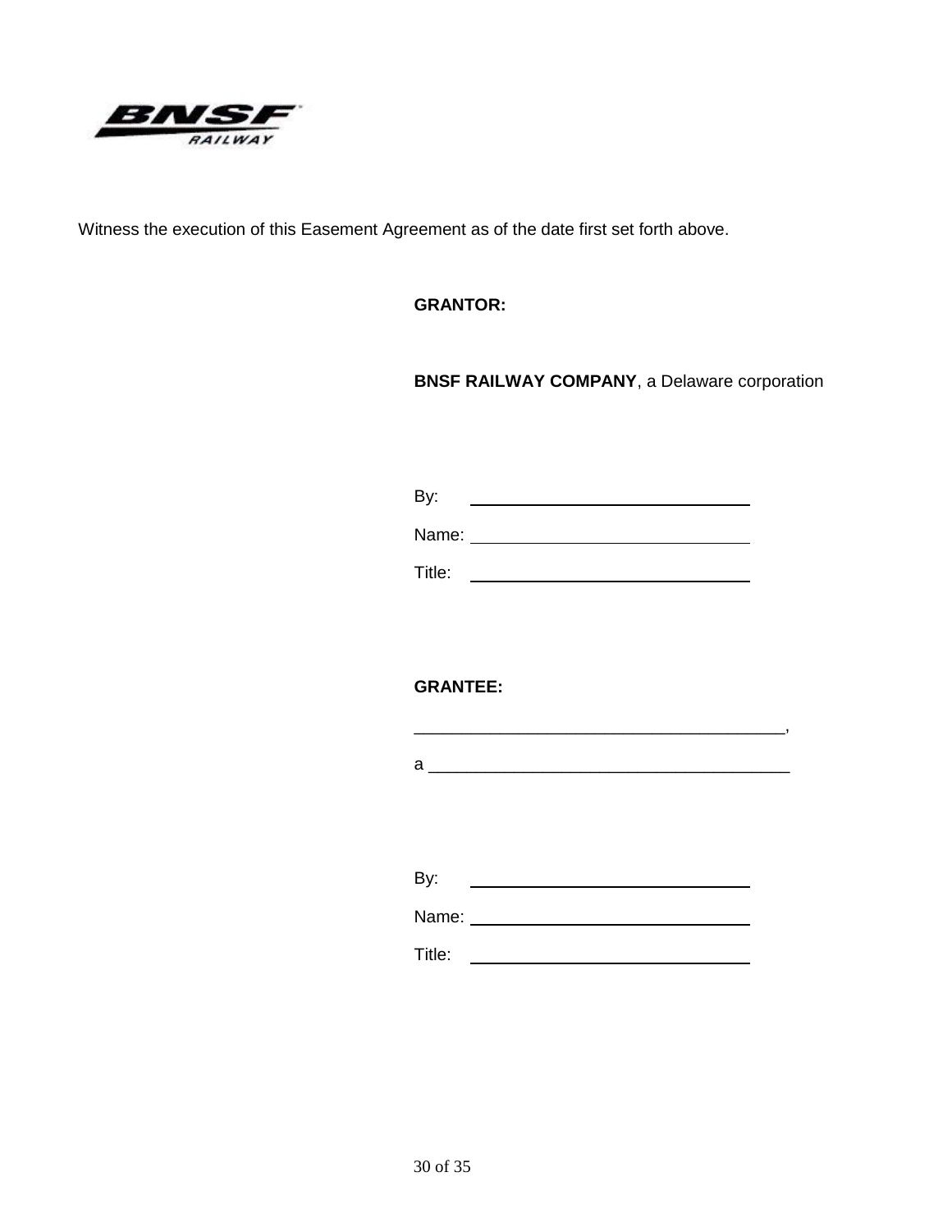Witness the execution of this Easement Agreement as of the date first set forth above.

**GRANTOR:**

**BNSF RAILWAY COMPANY**, a Delaware corporation

By: ______________________________

Name: ______________________________

Title: ______________________________

**GRANTEE:**

_______________________________________,

a _______________________________________

By: ______________________________

Name: ______________________________

Title: ______________________________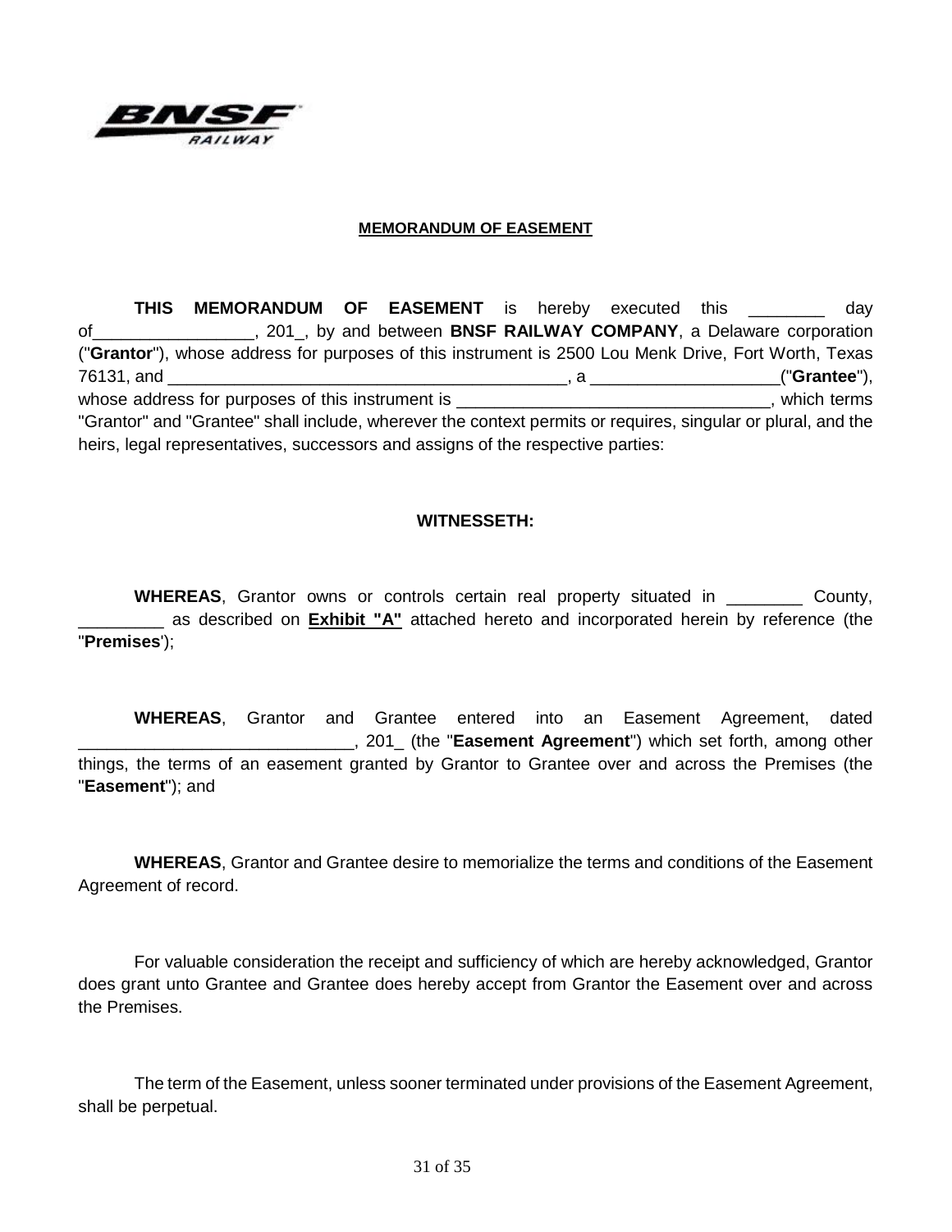**MEMORANDUM OF EASEMENT**

**THIS MEMORANDUM OF EASEMENT** is hereby executed this ________ day of_________________, 201_, by and between **BNSF RAILWAY COMPANY**, a Delaware corporation ("**Grantor**"), whose address for purposes of this instrument is 2500 Lou Menk Drive, Fort Worth, Texas 76131, and ___________________________________________, a ____________________("**Grantee**"), whose address for purposes of this instrument is __________________________________, which terms "Grantor" and "Grantee" shall include, wherever the context permits or requires, singular or plural, and the heirs, legal representatives, successors and assigns of the respective parties:

**WITNESSETH:**

**WHEREAS**, Grantor owns or controls certain real property situated in ________ County, _________ as described on **Exhibit "A"** attached hereto and incorporated herein by reference (the "**Premises**');

**WHEREAS**, Grantor and Grantee entered into an Easement Agreement, dated _____________________________, 201_ (the "**Easement Agreement**") which set forth, among other things, the terms of an easement granted by Grantor to Grantee over and across the Premises (the "**Easement**"); and

**WHEREAS**, Grantor and Grantee desire to memorialize the terms and conditions of the Easement Agreement of record.

For valuable consideration the receipt and sufficiency of which are hereby acknowledged, Grantor does grant unto Grantee and Grantee does hereby accept from Grantor the Easement over and across the Premises.

The term of the Easement, unless sooner terminated under provisions of the Easement Agreement, shall be perpetual.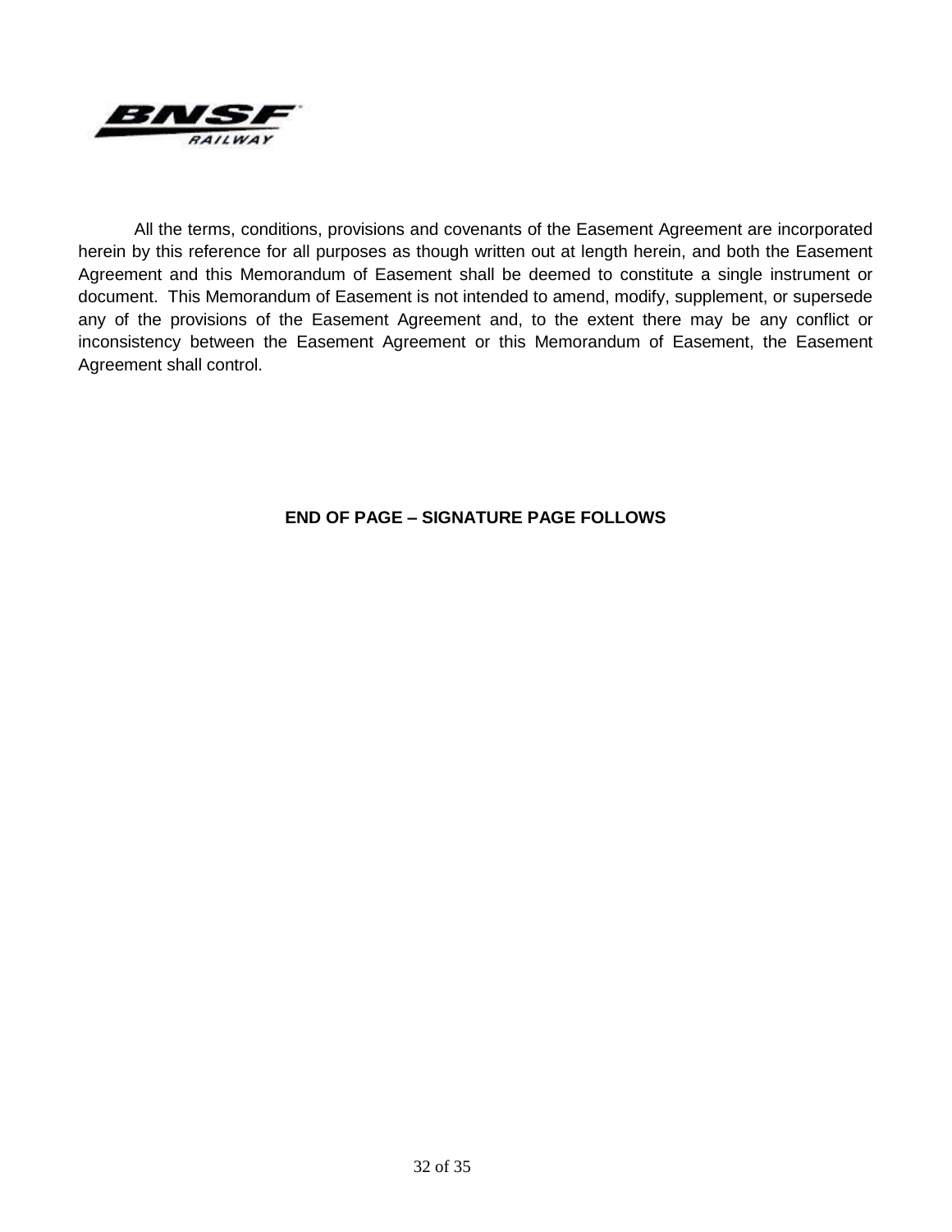All the terms, conditions, provisions and covenants of the Easement Agreement are incorporated herein by this reference for all purposes as though written out at length herein, and both the Easement Agreement and this Memorandum of Easement shall be deemed to constitute a single instrument or document. This Memorandum of Easement is not intended to amend, modify, supplement, or supersede any of the provisions of the Easement Agreement and, to the extent there may be any conflict or inconsistency between the Easement Agreement or this Memorandum of Easement, the Easement Agreement shall control.

**END OF PAGE – SIGNATURE PAGE FOLLOWS**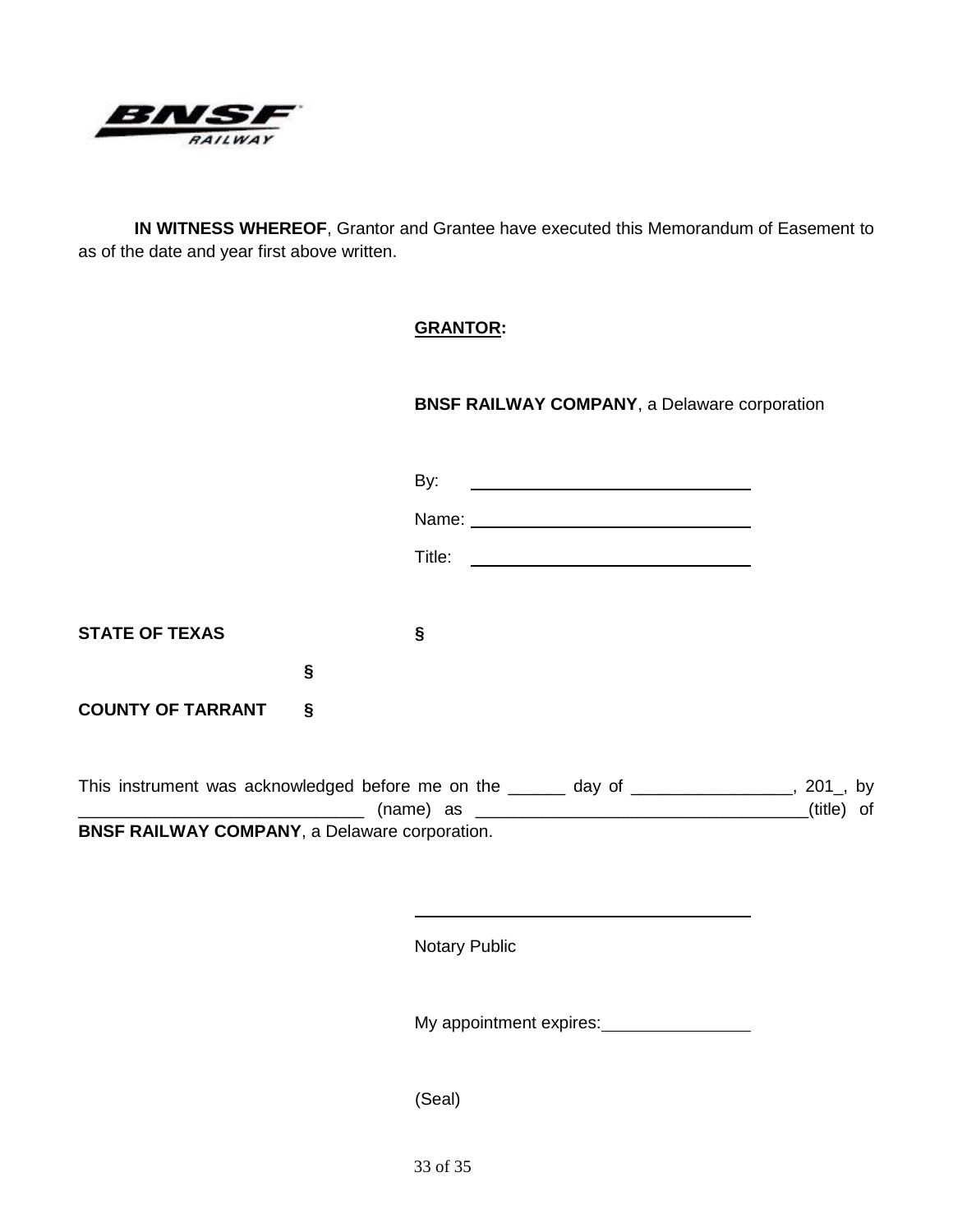**IN WITNESS WHEREOF**, Grantor and Grantee have executed this Memorandum of Easement to as of the date and year first above written.

**GRANTOR:**

**BNSF RAILWAY COMPANY**, a Delaware corporation

By: ______________________________

Name: ______________________________

Title: ______________________________

**STATE OF TEXAS** §

§

**COUNTY OF TARRANT** §

This instrument was acknowledged before me on the ______ day of ________________, 201_, by ______________________________ (name) as ___________________________________(title) of **BNSF RAILWAY COMPANY**, a Delaware corporation.

______________________________

Notary Public

My appointment expires: ________________

(Seal)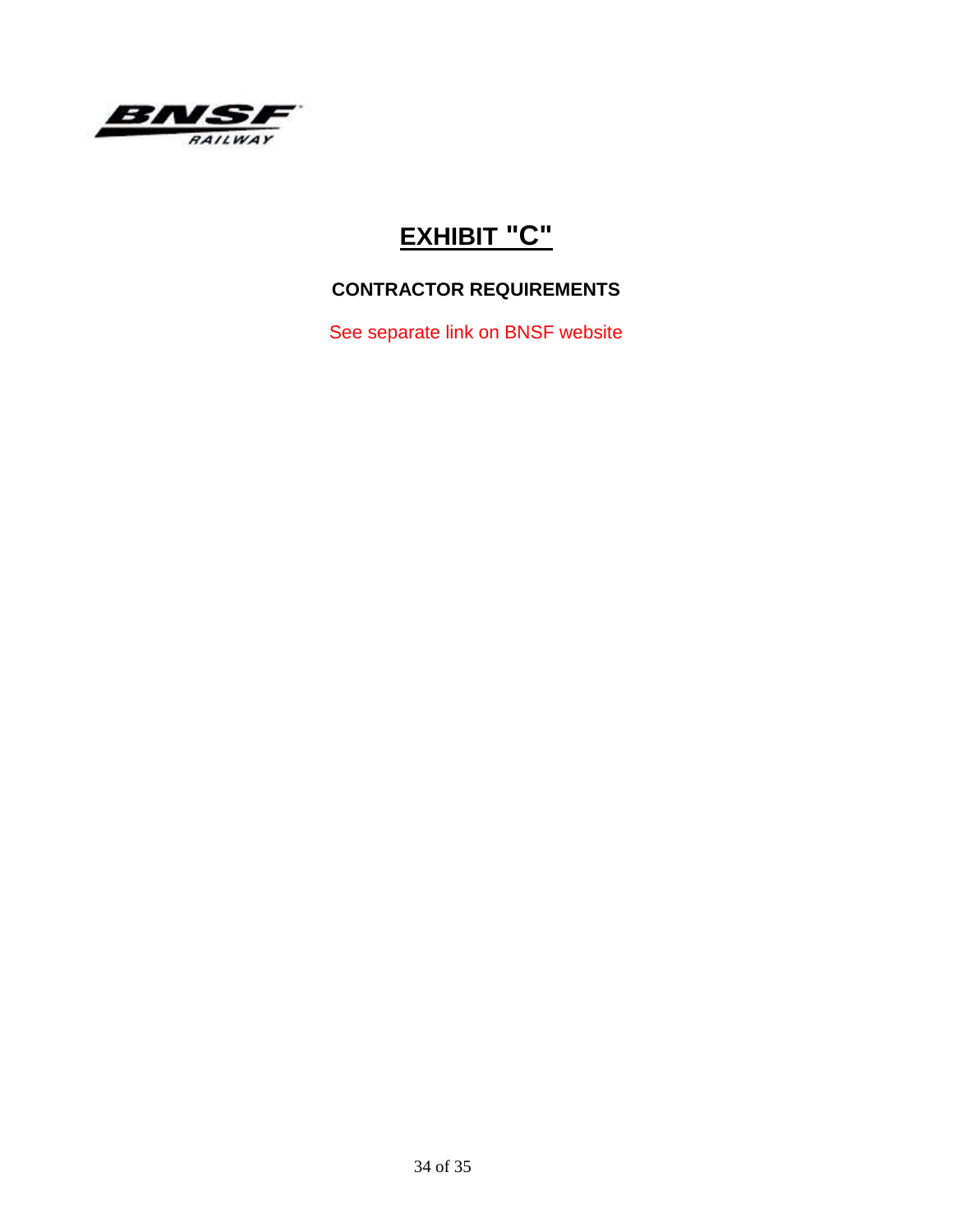# EXHIBIT "C"

## CONTRACTOR REQUIREMENTS

See separate link on BNSF website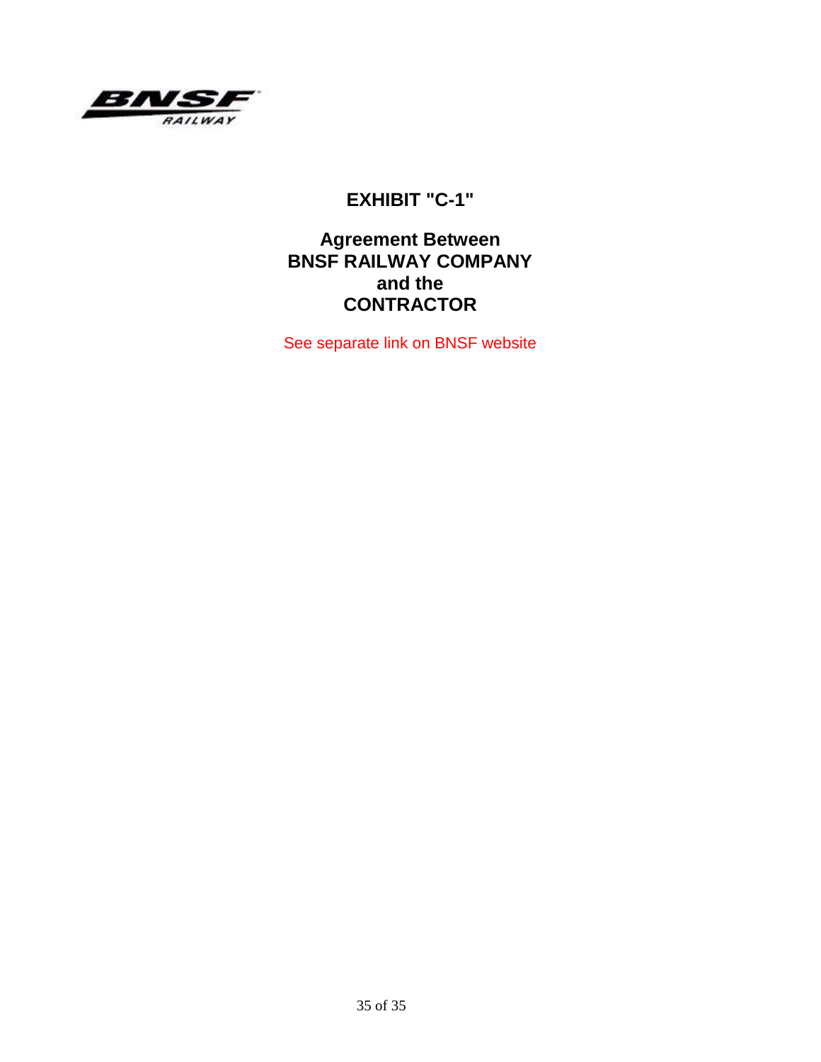BNSF RAILWAY

# EXHIBIT "C-1"

## Agreement Between BNSF RAILWAY COMPANY and the CONTRACTOR

See separate link on BNSF website